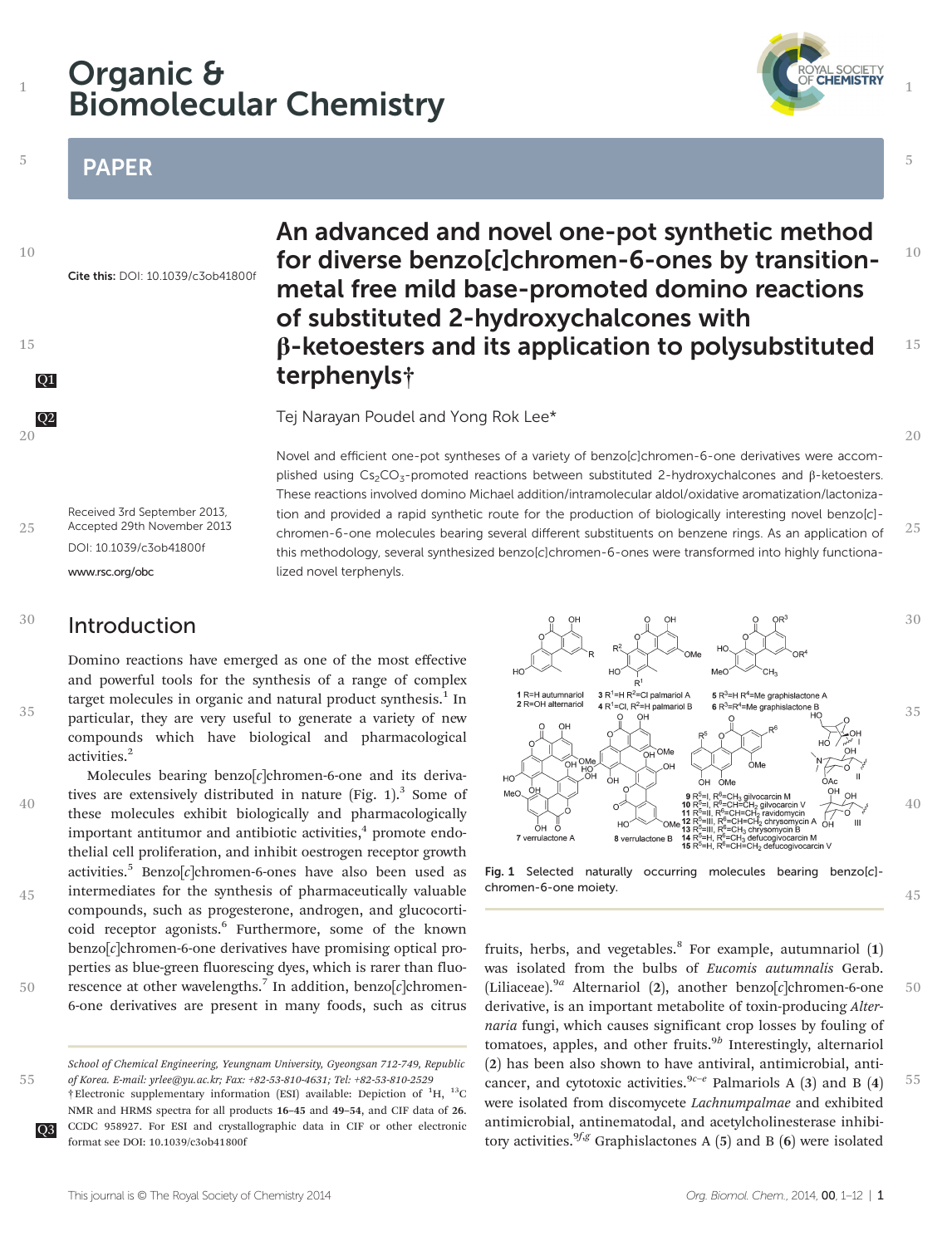# Organic & Biomolecular Chemistry

## PAPER

**Cite this:** DOI: 10.1039/c3ob41800f

# An advanced and novel one-pot synthetic method for diverse benzo[c]chromen-6-ones by transition-metal free mild base-promoted domino reactions of substituted 2-hydroxychalcones with β-ketoesters and its application to polysubstituted terphenyls†

Tej Narayan Poudel and Yong Rok Lee*

Received 3rd September 2013, Accepted 29th November 2013

DOI: 10.1039/c3ob41800f

www.rsc.org/obc

Novel and efficient one-pot syntheses of a variety of benzo[c]chromen-6-one derivatives were accomplished using $Cs_2CO_3$-promoted reactions between substituted 2-hydroxychalcones and β-ketoesters. These reactions involved domino Michael addition/intramolecular aldol/oxidative aromatization/lactonization and provided a rapid synthetic route for the production of biologically interesting novel benzo[c]-chromen-6-one molecules bearing several different substituents on benzene rings. As an application of this methodology, several synthesized benzo[c]chromen-6-ones were transformed into highly functionalized novel terphenyls.

## Introduction

Domino reactions have emerged as one of the most effective and powerful tools for the synthesis of a range of complex target molecules in organic and natural product synthesis.[1] In particular, they are very useful to generate a variety of new compounds which have biological and pharmacological activities.[2]

Molecules bearing benzo[c]chromen-6-one and its derivatives are extensively distributed in nature (Fig. 1).[3] Some of these molecules exhibit biologically and pharmacologically important antitumor and antibiotic activities,[4] promote endothelial cell proliferation, and inhibit oestrogen receptor growth activities.[5] Benzo[c]chromen-6-ones have also been used as intermediates for the synthesis of pharmaceutically valuable compounds, such as progesterone, androgen, and glucocorticoid receptor agonists.[6] Furthermore, some of the known benzo[c]chromen-6-one derivatives have promising optical properties as blue-green fluorescing dyes, which is rarer than fluorescence at other wavelengths.[7] In addition, benzo[c]chromen-6-one derivatives are present in many foods, such as citrus fruits, herbs, and vegetables.[8] For example, autumnariol (**1**) was isolated from the bulbs of *Eucomis autumnalis* Gerab. (Liliaceae).[9a] Alternariol (**2**), another benzo[c]chromen-6-one derivative, is an important metabolite of toxin-producing *Alternaria* fungi, which causes significant crop losses by fouling of tomatoes, apples, and other fruits.[9b] Interestingly, alternariol (**2**) has been also shown to have antiviral, antimicrobial, anticancer, and cytotoxic activities.[9c–e] Palmariols A (**3**) and B (**4**) were isolated from discomycete *Lachnumpalmae* and exhibited antimicrobial, antinematodal, and acetylcholinesterase inhibitory activities.[9f,g] Graphislactones A (**5**) and B (**6**) were isolated

**1** R=H autumnariol
**2** R=OH alternariol
**3** $R^1$=H $R^2$=Cl palmariol A
**4** $R^1$=Cl, $R^2$=H palmariol B
**5** $R^3$=H $R^4$=Me graphislactone A
**6** $R^3$=$R^4$=Me graphislactone B
**7** verrulactone A
**8** verrulactone B
**9** $R^5$=I, $R^6$=$CH_3$ gilvocarcin M
**10** $R^5$=I, $R^6$=CH=$CH_2$ gilvocarcin V
**11** $R^5$=II, $R^6$=CH=$CH_2$ ravidomycin
**12** $R^5$=III, $R^6$=CH=$CH_2$ chrysomycin A
**13** $R^5$=III, $R^6$=$CH_3$ chrysomycin B
**14** $R^5$=H, $R^6$=$CH_3$ defucogilvocarcin M
**15** $R^5$=H, $R^6$=CH=$CH_2$ defucogilvocarcin V

Fig. 1 Selected naturally occurring molecules bearing benzo[c]-chromen-6-one moiety.

School of Chemical Engineering, Yeungnam University, Gyeongsan 712-749, Republic of Korea. E-mail: yrlee@yu.ac.kr; Fax: +82-53-810-4631; Tel: +82-53-810-2529

†Electronic supplementary information (ESI) available: Depiction of $^1H$, $^{13}C$ NMR and HRMS spectra for all products **16–45** and **49–54**, and CIF data of **26**. CCDC 958927. For ESI and crystallographic data in CIF or other electronic format see DOI: 10.1039/c3ob41800f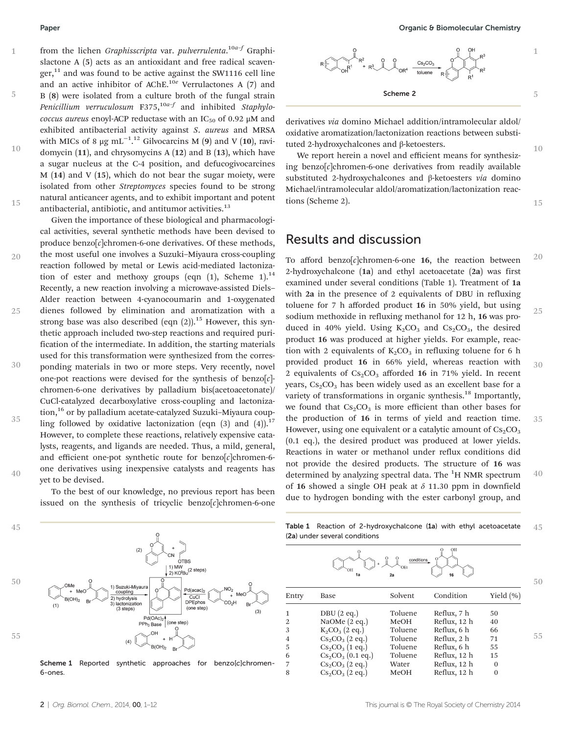from the lichen *Graphisscripta* var. *pulverrulenta*.[10a–f] Graphislactone A (5) acts as an antioxidant and free radical scavenger,[11] and was found to be active against the SW1116 cell line and an active inhibitor of AChE.[10e] Verrulactones A (7) and B (8) were isolated from a culture broth of the fungal strain *Penicillium verruculosum* F375,[10a–f] and inhibited *Staphylococcus aureus* enoyl-ACP reductase with an $IC_{50}$ of 0.92 μM and exhibited antibacterial activity against *S. aureus* and MRSA with MICs of 8 μg $mL^{-1}$.[12] Gilvocarcins M (9) and V (10), ravidomycin (11), and chrysomycins A (12) and B (13), which have a sugar nucleus at the C-4 position, and defucogivocarcines M (14) and V (15), which do not bear the sugar moiety, were isolated from other *Streptomyces* species found to be strong natural anticancer agents, and to exhibit important and potent antibacterial, antibiotic, and antitumor activities.[13]

Given the importance of these biological and pharmacological activities, several synthetic methods have been devised to produce benzo[*c*]chromen-6-one derivatives. Of these methods, the most useful one involves a Suzuki–Miyaura cross-coupling reaction followed by metal or Lewis acid-mediated lactonization of ester and methoxy groups (eqn (1), Scheme 1).[14] Recently, a new reaction involving a microwave-assisted Diels–Alder reaction between 4-cyanocoumarin and 1-oxygenated dienes followed by elimination and aromatization with a strong base was also described (eqn (2)).[15] However, this synthetic approach included two-step reactions and required purification of the intermediate. In addition, the starting materials used for this transformation were synthesized from the corresponding materials in two or more steps. Very recently, novel one-pot reactions were devised for the synthesis of benzo[*c*]chromen-6-one derivatives by palladium bis(acetoacetonate)/CuCl-catalyzed decarboxylative cross-coupling and lactonization,[16] or by palladium acetate-catalyzed Suzuki–Miyaura coupling followed by oxidative lactonization (eqn (3) and (4)).[17] However, to complete these reactions, relatively expensive catalysts, reagents, and ligands are needed. Thus, a mild, general, and efficient one-pot synthetic route for benzo[*c*]chromen-6-one derivatives using inexpensive catalysts and reagents has yet to be devised.

To the best of our knowledge, no previous report has been issued on the synthesis of tricyclic benzo[*c*]chromen-6-one derivatives *via* domino Michael addition/intramolecular aldol/oxidative aromatization/lactonization reactions between substituted 2-hydroxychalcones and β-ketoesters.

We report herein a novel and efficient means for synthesizing benzo[*c*]chromen-6-one derivatives from readily available substituted 2-hydroxychalcones and β-ketoesters *via* domino Michael/intramolecular aldol/aromatization/lactonization reactions (Scheme 2).

Scheme 1 Reported synthetic approaches for benzo[*c*]chromen-6-ones.

Scheme 2

## Results and discussion

To afford benzo[*c*]chromen-6-one **16**, the reaction between 2-hydroxychalcone (**1a**) and ethyl acetoacetate (**2a**) was first examined under several conditions (Table 1). Treatment of **1a** with **2a** in the presence of 2 equivalents of DBU in refluxing toluene for 7 h afforded product **16** in 50% yield, but using sodium methoxide in refluxing methanol for 12 h, **16** was produced in 40% yield. Using $K_2CO_3$ and $Cs_2CO_3$, the desired product **16** was produced at higher yields. For example, reaction with 2 equivalents of $K_2CO_3$ in refluxing toluene for 6 h provided product **16** in 66% yield, whereas reaction with 2 equivalents of $Cs_2CO_3$ afforded **16** in 71% yield. In recent years, $Cs_2CO_3$ has been widely used as an excellent base for a variety of transformations in organic synthesis.[18] Importantly, we found that $Cs_2CO_3$ is more efficient than other bases for the production of **16** in terms of yield and reaction time. However, using one equivalent or a catalytic amount of $Cs_2CO_3$ (0.1 eq.), the desired product was produced at lower yields. Reactions in water or methanol under reflux conditions did not provide the desired products. The structure of **16** was determined by analyzing spectral data. The $^1H$ NMR spectrum of **16** showed a single OH peak at δ 11.30 ppm in downfield due to hydrogen bonding with the ester carbonyl group, and

Table 1 Reaction of 2-hydroxychalcone (**1a**) with ethyl acetoacetate (**2a**) under several conditions

| Entry | Base | Solvent | Condition | Yield (%) |
|---|---|---|---|---|
| 1 | DBU (2 eq.) | Toluene | Reflux, 7 h | 50 |
| 2 | NaOMe (2 eq.) | MeOH | Reflux, 12 h | 40 |
| 3 | $K_2CO_3$ (2 eq.) | Toluene | Reflux, 6 h | 66 |
| 4 | $Cs_2CO_3$ (2 eq.) | Toluene | Reflux, 2 h | 71 |
| 5 | $Cs_2CO_3$ (1 eq.) | Toluene | Reflux, 6 h | 55 |
| 6 | $Cs_2CO_3$ (0.1 eq.) | Toluene | Reflux, 12 h | 15 |
| 7 | $Cs_2CO_3$ (2 eq.) | Water | Reflux, 12 h | 0 |
| 8 | $Cs_2CO_3$ (2 eq.) | MeOH | Reflux, 12 h | 0 |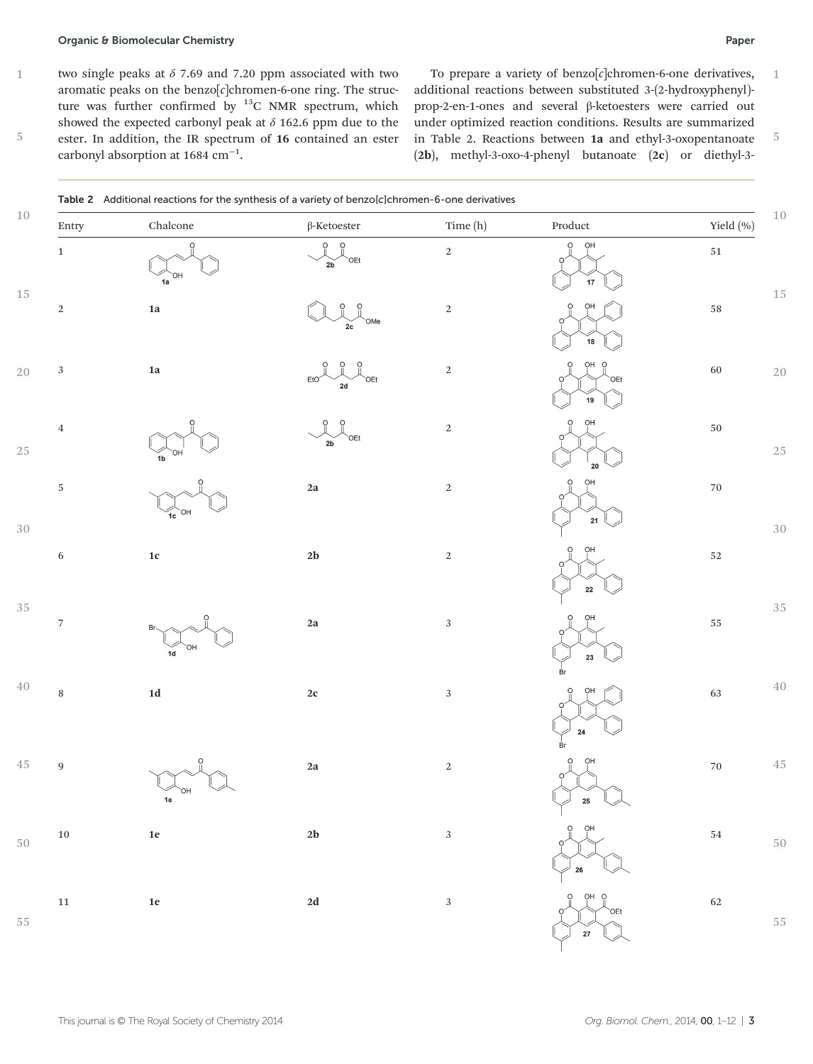two single peaks at δ 7.69 and 7.20 ppm associated with two aromatic peaks on the benzo[c]chromen-6-one ring. The structure was further confirmed by $^{13}C$ NMR spectrum, which showed the expected carbonyl peak at δ 162.6 ppm due to the ester. In addition, the IR spectrum of **16** contained an ester carbonyl absorption at 1684 $cm^{-1}$.

To prepare a variety of benzo[c]chromen-6-one derivatives, additional reactions between substituted 3-(2-hydroxyphenyl)-prop-2-en-1-ones and several β-ketoesters were carried out under optimized reaction conditions. Results are summarized in Table 2. Reactions between **1a** and ethyl-3-oxopentanoate (**2b**), methyl-3-oxo-4-phenyl butanoate (**2c**) or diethyl-3-

**Table 2** Additional reactions for the synthesis of a variety of benzo[c]chromen-6-one derivatives

| Entry | Chalcone | β-Ketoester | Time (h) | Product | Yield (%) |
|---|---|---|---|---|---|
| 1 | 1a | 2b | 2 | 17 | 51 |
| 2 | 1a | 2c | 2 | 18 | 58 |
| 3 | 1a | 2d | 2 | 19 | 60 |
| 4 | 1b | 2b | 2 | 20 | 50 |
| 5 | 1c | 2a | 2 | 21 | 70 |
| 6 | 1c | 2b | 2 | 22 | 52 |
| 7 | 1d | 2a | 3 | 23 | 55 |
| 8 | 1d | 2c | 3 | 24 | 63 |
| 9 | 1e | 2a | 2 | 25 | 70 |
| 10 | 1e | 2b | 3 | 26 | 54 |
| 11 | 1e | 2d | 3 | 27 | 62 |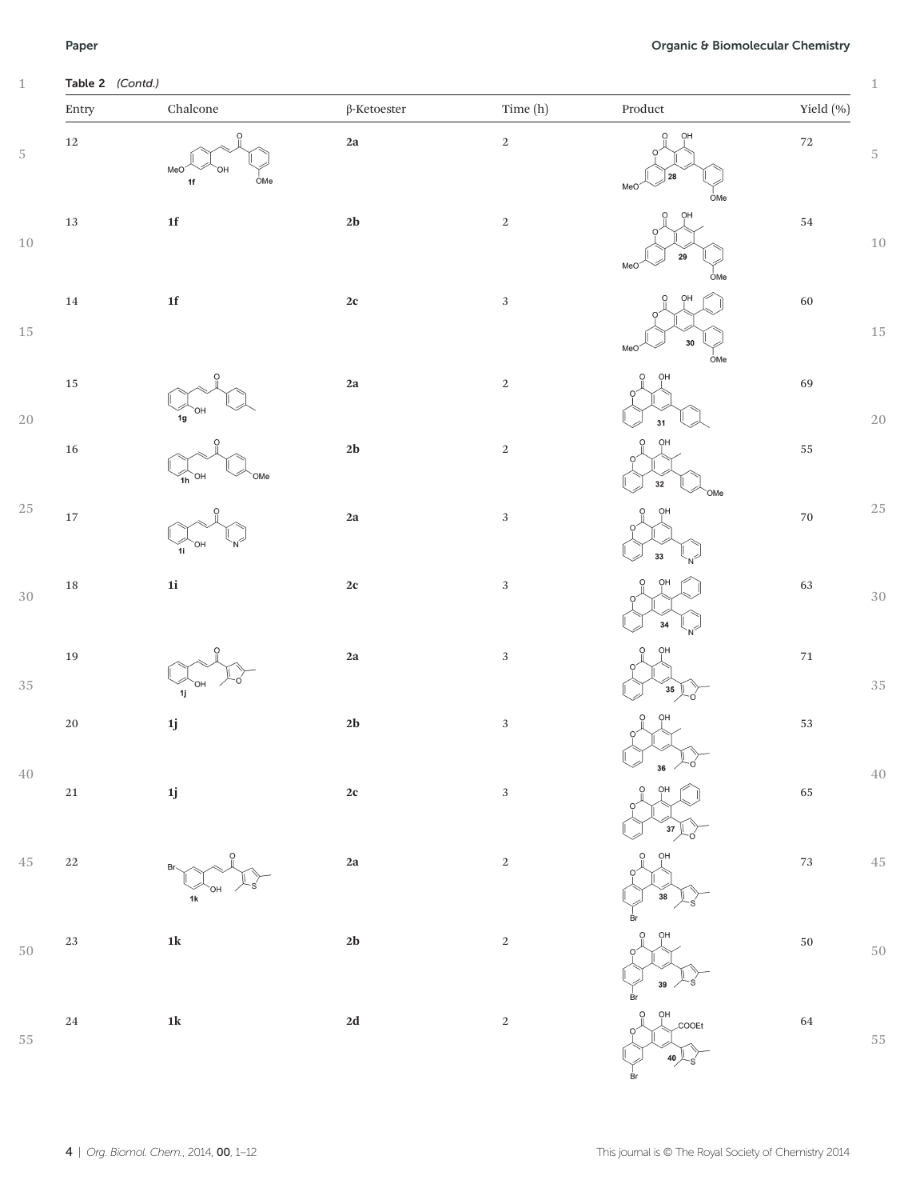Table 2 (*Contd.*)

| Entry | Chalcone | β-Ketoester | Time (h) | Product | Yield (%) |
|---|---|---|---|---|---|
| 12 | 1f | 2a | 2 | 28 | 72 |
| 13 | 1f | 2b | 2 | 29 | 54 |
| 14 | 1f | 2c | 3 | 30 | 60 |
| 15 | 1g | 2a | 2 | 31 | 69 |
| 16 | 1h | 2b | 2 | 32 | 55 |
| 17 | 1i | 2a | 3 | 33 | 70 |
| 18 | 1i | 2c | 3 | 34 | 63 |
| 19 | 1j | 2a | 3 | 35 | 71 |
| 20 | 1j | 2b | 3 | 36 | 53 |
| 21 | 1j | 2c | 3 | 37 | 65 |
| 22 | 1k | 2a | 2 | 38 | 73 |
| 23 | 1k | 2b | 2 | 39 | 50 |
| 24 | 1k | 2d | 2 | 40 | 64 |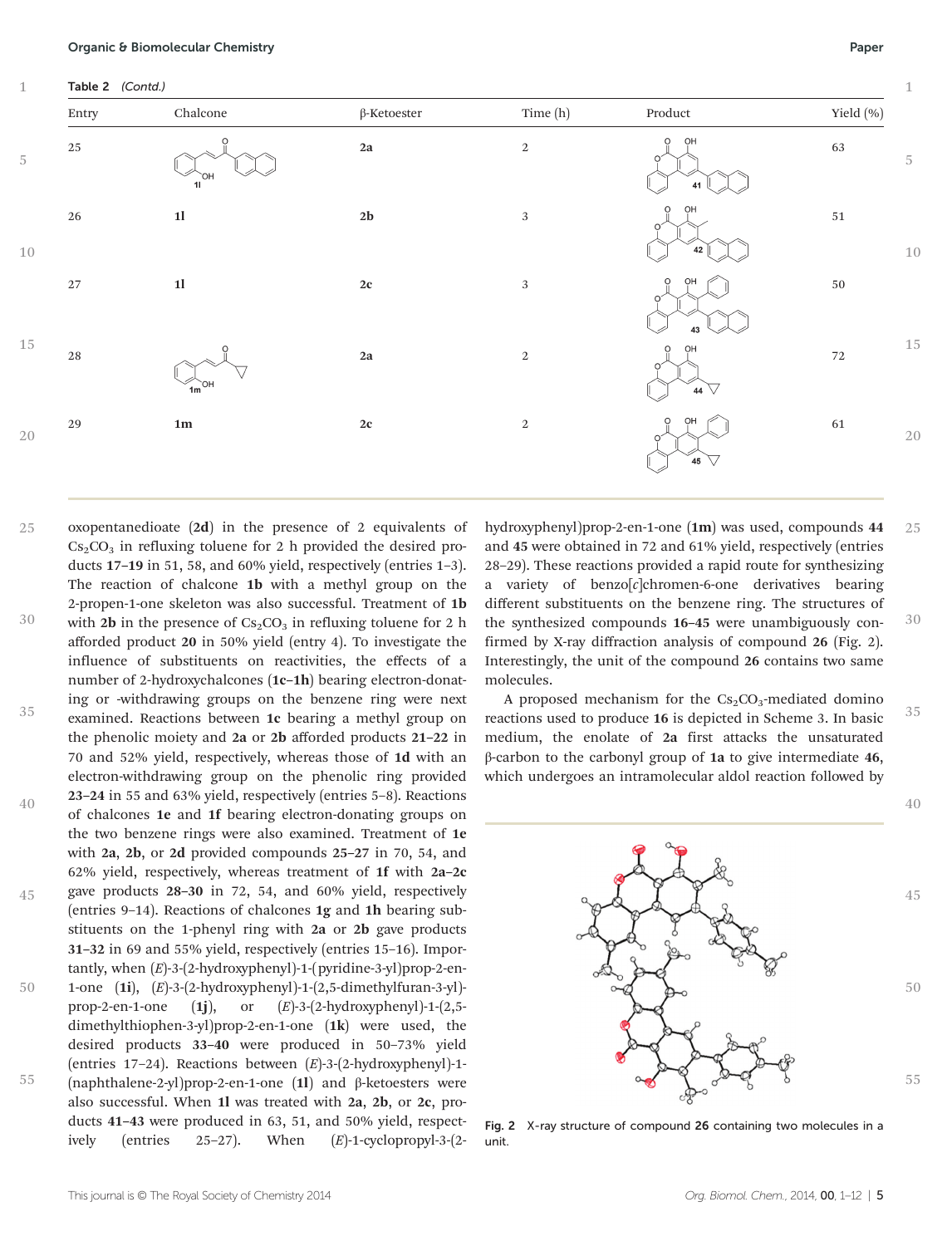**Table 2** (*Contd.*)

| Entry | Chalcone | β-Ketoester | Time (h) | Product | Yield (%) |
|---|---|---|---|---|---|
| 25 | 1l | 2a | 2 | 41 | 63 |
| 26 | 1l | 2b | 3 | 42 | 51 |
| 27 | 1l | 2c | 3 | 43 | 50 |
| 28 | 1m | 2a | 2 | 44 | 72 |
| 29 | 1m | 2c | 2 | 45 | 61 |

oxopentanedioate (**2d**) in the presence of 2 equivalents of $Cs_2CO_3$ in refluxing toluene for 2 h provided the desired products **17–19** in 51, 58, and 60% yield, respectively (entries 1–3). The reaction of chalcone **1b** with a methyl group on the 2-propen-1-one skeleton was also successful. Treatment of **1b** with **2b** in the presence of $Cs_2CO_3$ in refluxing toluene for 2 h afforded product **20** in 50% yield (entry 4). To investigate the influence of substituents on reactivities, the effects of a number of 2-hydroxychalcones (**1c–1h**) bearing electron-donating or -withdrawing groups on the benzene ring were next examined. Reactions between **1c** bearing a methyl group on the phenolic moiety and **2a** or **2b** afforded products **21–22** in 70 and 52% yield, respectively, whereas those of **1d** with an electron-withdrawing group on the phenolic ring provided **23–24** in 55 and 63% yield, respectively (entries 5–8). Reactions of chalcones **1e** and **1f** bearing electron-donating groups on the two benzene rings were also examined. Treatment of **1e** with **2a**, **2b**, or **2d** provided compounds **25–27** in 70, 54, and 62% yield, respectively, whereas treatment of **1f** with **2a–2c** gave products **28–30** in 72, 54, and 60% yield, respectively (entries 9–14). Reactions of chalcones **1g** and **1h** bearing substituents on the 1-phenyl ring with **2a** or **2b** gave products **31–32** in 69 and 55% yield, respectively (entries 15–16). Importantly, when (*E*)-3-(2-hydroxyphenyl)-1-(pyridine-3-yl)prop-2-en-1-one (**1i**), (*E*)-3-(2-hydroxyphenyl)-1-(2,5-dimethylfuran-3-yl)-prop-2-en-1-one (**1j**), or (*E*)-3-(2-hydroxyphenyl)-1-(2,5-dimethylthiophen-3-yl)prop-2-en-1-one (**1k**) were used, the desired products **33–40** were produced in 50–73% yield (entries 17–24). Reactions between (*E*)-3-(2-hydroxyphenyl)-1-(naphthalene-2-yl)prop-2-en-1-one (**1l**) and β-ketoesters were also successful. When **1l** was treated with **2a**, **2b**, or **2c**, products **41–43** were produced in 63, 51, and 50% yield, respectively (entries 25–27). When (*E*)-1-cyclopropyl-3-(2-hydroxyphenyl)prop-2-en-1-one (**1m**) was used, compounds **44** and **45** were obtained in 72 and 61% yield, respectively (entries 28–29). These reactions provided a rapid route for synthesizing a variety of benzo[*c*]chromen-6-one derivatives bearing different substituents on the benzene ring. The structures of the synthesized compounds **16–45** were unambiguously confirmed by X-ray diffraction analysis of compound **26** (Fig. 2). Interestingly, the unit of the compound **26** contains two same molecules.

A proposed mechanism for the $Cs_2CO_3$-mediated domino reactions used to produce **16** is depicted in Scheme 3. In basic medium, the enolate of **2a** first attacks the unsaturated β-carbon to the carbonyl group of **1a** to give intermediate **46**, which undergoes an intramolecular aldol reaction followed by

**Fig. 2** X-ray structure of compound **26** containing two molecules in a unit.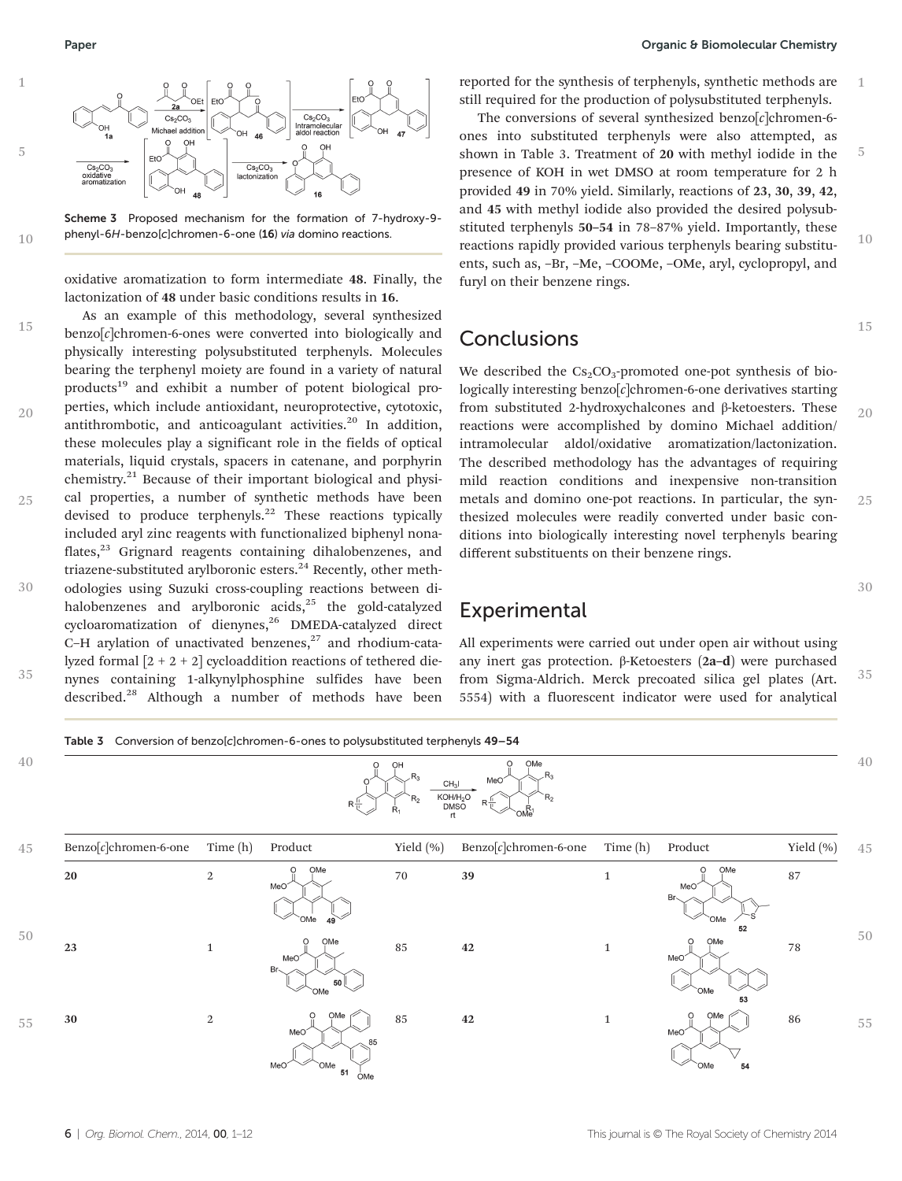Scheme 3 Proposed mechanism for the formation of 7-hydroxy-9-phenyl-6*H*-benzo[*c*]chromen-6-one (**16**) *via* domino reactions.

oxidative aromatization to form intermediate **48**. Finally, the lactonization of **48** under basic conditions results in **16**.

As an example of this methodology, several synthesized benzo[*c*]chromen-6-ones were converted into biologically and physically interesting polysubstituted terphenyls. Molecules bearing the terphenyl moiety are found in a variety of natural products[19] and exhibit a number of potent biological properties, which include antioxidant, neuroprotective, cytotoxic, antithrombotic, and anticoagulant activities.[20] In addition, these molecules play a significant role in the fields of optical materials, liquid crystals, spacers in catenane, and porphyrin chemistry.[21] Because of their important biological and physical properties, a number of synthetic methods have been devised to produce terphenyls.[22] These reactions typically included aryl zinc reagents with functionalized biphenyl nonaflates,[23] Grignard reagents containing dihalobenzenes, and triazene-substituted arylboronic esters.[24] Recently, other methodologies using Suzuki cross-coupling reactions between dihalobenzenes and arylboronic acids,[25] the gold-catalyzed cycloaromatization of dienynes,[26] DMEDA-catalyzed direct C–H arylation of unactivated benzenes,[27] and rhodium-catalyzed formal [2 + 2 + 2] cycloaddition reactions of tethered dienynes containing 1-alkynylphosphine sulfides have been described.[28] Although a number of methods have been reported for the synthesis of terphenyls, synthetic methods are still required for the production of polysubstituted terphenyls.

The conversions of several synthesized benzo[*c*]chromen-6-ones into substituted terphenyls were also attempted, as shown in Table 3. Treatment of **20** with methyl iodide in the presence of KOH in wet DMSO at room temperature for 2 h provided **49** in 70% yield. Similarly, reactions of **23**, **30**, **39**, **42**, and **45** with methyl iodide also provided the desired polysubstituted terphenyls **50–54** in 78–87% yield. Importantly, these reactions rapidly provided various terphenyls bearing substituents, such as, –Br, –Me, –COOMe, –OMe, aryl, cyclopropyl, and furyl on their benzene rings.

## Conclusions

We described the $Cs_2CO_3$-promoted one-pot synthesis of biologically interesting benzo[*c*]chromen-6-one derivatives starting from substituted 2-hydroxychalcones and β-ketoesters. These reactions were accomplished by domino Michael addition/intramolecular aldol/oxidative aromatization/lactonization. The described methodology has the advantages of requiring mild reaction conditions and inexpensive non-transition metals and domino one-pot reactions. In particular, the synthesized molecules were readily converted under basic conditions into biologically interesting novel terphenyls bearing different substituents on their benzene rings.

## Experimental

All experiments were carried out under open air without using any inert gas protection. β-Ketoesters (**2a–d**) were purchased from Sigma-Aldrich. Merck precoated silica gel plates (Art. 5554) with a fluorescent indicator were used for analytical

Table 3 Conversion of benzo[c]chromen-6-ones to polysubstituted terphenyls 49–54

Reaction conditions: $CH_3I$, $KOH/H_2O$, DMSO, rt

| Benzo[*c*]chromen-6-one | Time (h) | Product | Yield (%) | Benzo[*c*]chromen-6-one | Time (h) | Product | Yield (%) |
|---|---|---|---|---|---|---|---|
| **20** | 2 | **49** | 70 | **39** | 1 | **52** | 87 |
| **23** | 1 | **50** | 85 | **42** | 1 | **53** | 78 |
| **30** | 2 | **51** | 85 | **42** | 1 | **54** | 86 |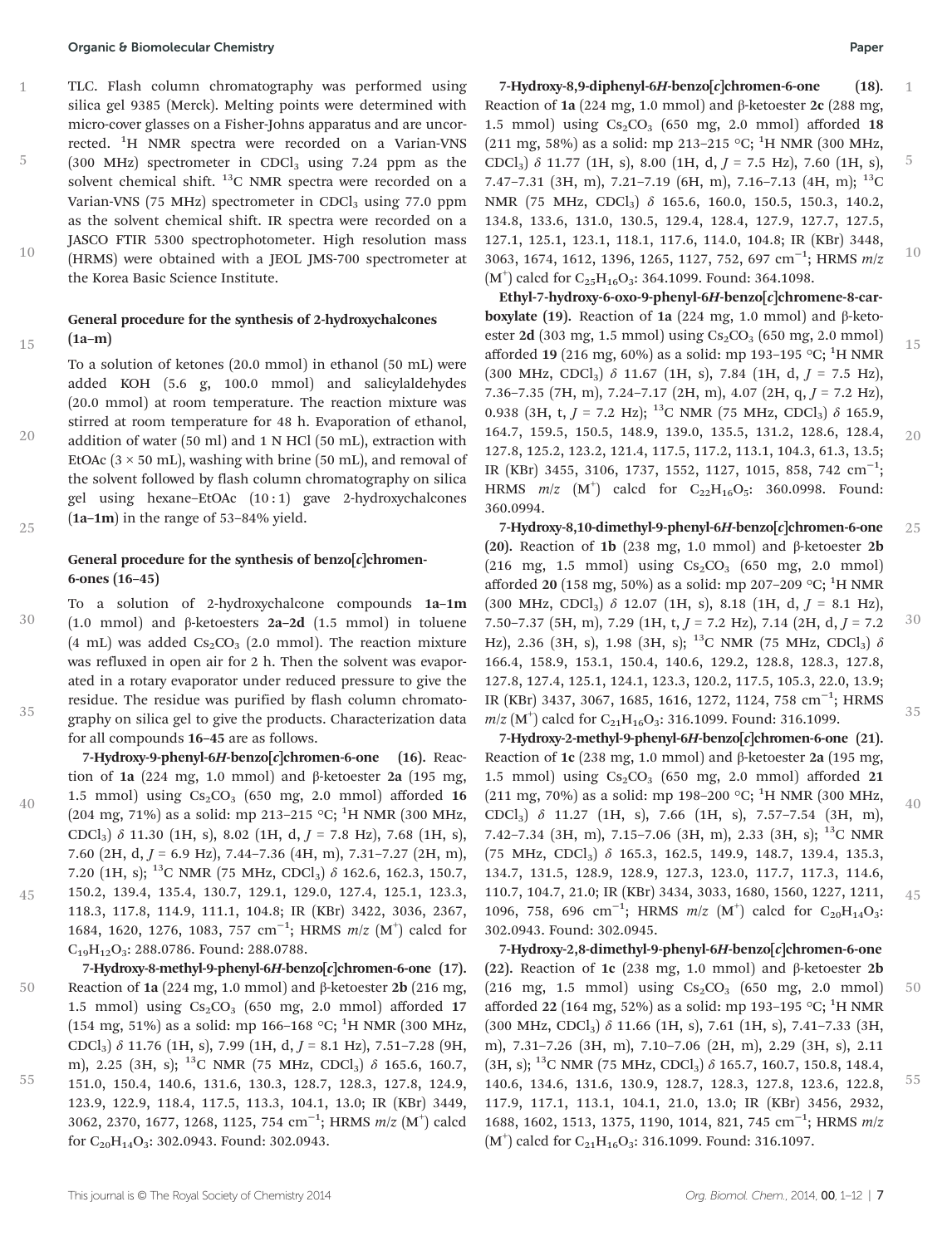TLC. Flash column chromatography was performed using silica gel 9385 (Merck). Melting points were determined with micro-cover glasses on a Fisher-Johns apparatus and are uncorrected. $^1$H NMR spectra were recorded on a Varian-VNS (300 MHz) spectrometer in $CDCl_3$ using 7.24 ppm as the solvent chemical shift. $^{13}$C NMR spectra were recorded on a Varian-VNS (75 MHz) spectrometer in $CDCl_3$ using 77.0 ppm as the solvent chemical shift. IR spectra were recorded on a JASCO FTIR 5300 spectrophotometer. High resolution mass (HRMS) were obtained with a JEOL JMS-700 spectrometer at the Korea Basic Science Institute.

### General procedure for the synthesis of 2-hydroxychalcones (1a–m)

To a solution of ketones (20.0 mmol) in ethanol (50 mL) were added KOH (5.6 g, 100.0 mmol) and salicylaldehydes (20.0 mmol) at room temperature. The reaction mixture was stirred at room temperature for 48 h. Evaporation of ethanol, addition of water (50 ml) and 1 N HCl (50 mL), extraction with EtOAc (3 × 50 mL), washing with brine (50 mL), and removal of the solvent followed by flash column chromatography on silica gel using hexane–EtOAc (10 : 1) gave 2-hydroxychalcones (**1a–1m**) in the range of 53–84% yield.

### General procedure for the synthesis of benzo[*c*]chromen-6-ones (16–45)

To a solution of 2-hydroxychalcone compounds **1a–1m** (1.0 mmol) and β-ketoesters **2a–2d** (1.5 mmol) in toluene (4 mL) was added $Cs_2CO_3$ (2.0 mmol). The reaction mixture was refluxed in open air for 2 h. Then the solvent was evaporated in a rotary evaporator under reduced pressure to give the residue. The residue was purified by flash column chromatography on silica gel to give the products. Characterization data for all compounds **16–45** are as follows.

**7-Hydroxy-9-phenyl-6*H*-benzo[*c*]chromen-6-one (16).** Reaction of **1a** (224 mg, 1.0 mmol) and β-ketoester **2a** (195 mg, 1.5 mmol) using $Cs_2CO_3$ (650 mg, 2.0 mmol) afforded **16** (204 mg, 71%) as a solid: mp 213–215 °C; $^1$H NMR (300 MHz, $CDCl_3$) δ 11.30 (1H, s), 8.02 (1H, d, *J* = 7.8 Hz), 7.68 (1H, s), 7.60 (2H, d, *J* = 6.9 Hz), 7.44–7.36 (4H, m), 7.31–7.27 (2H, m), 7.20 (1H, s); $^{13}$C NMR (75 MHz, $CDCl_3$) δ 162.6, 162.3, 150.7, 150.2, 139.4, 135.4, 130.7, 129.1, 129.0, 127.4, 125.1, 123.3, 118.3, 117.8, 114.9, 111.1, 104.8; IR (KBr) 3422, 3036, 2367, 1684, 1620, 1276, 1083, 757 cm$^{-1}$; HRMS *m*/*z* ($M^+$) calcd for $C_{19}H_{12}O_3$: 288.0786. Found: 288.0788.

**7-Hydroxy-8-methyl-9-phenyl-6*H*-benzo[*c*]chromen-6-one (17).** Reaction of **1a** (224 mg, 1.0 mmol) and β-ketoester **2b** (216 mg, 1.5 mmol) using $Cs_2CO_3$ (650 mg, 2.0 mmol) afforded **17** (154 mg, 51%) as a solid: mp 166–168 °C; $^1$H NMR (300 MHz, $CDCl_3$) δ 11.76 (1H, s), 7.99 (1H, d, *J* = 8.1 Hz), 7.51–7.28 (9H, m), 2.25 (3H, s); $^{13}$C NMR (75 MHz, $CDCl_3$) δ 165.6, 160.7, 151.0, 150.4, 140.6, 131.6, 130.3, 128.7, 128.3, 127.8, 124.9, 123.9, 122.9, 118.4, 117.5, 113.3, 104.1, 13.0; IR (KBr) 3449, 3062, 2370, 1677, 1268, 1125, 754 cm$^{-1}$; HRMS *m*/*z* ($M^+$) calcd for $C_{20}H_{14}O_3$: 302.0943. Found: 302.0943.

**7-Hydroxy-8,9-diphenyl-6*H*-benzo[*c*]chromen-6-one (18).** Reaction of **1a** (224 mg, 1.0 mmol) and β-ketoester **2c** (288 mg, 1.5 mmol) using $Cs_2CO_3$ (650 mg, 2.0 mmol) afforded **18** (211 mg, 58%) as a solid: mp 213–215 °C; $^1$H NMR (300 MHz, $CDCl_3$) δ 11.77 (1H, s), 8.00 (1H, d, *J* = 7.5 Hz), 7.60 (1H, s), 7.47–7.31 (3H, m), 7.21–7.19 (6H, m), 7.16–7.13 (4H, m); $^{13}$C NMR (75 MHz, $CDCl_3$) δ 165.6, 160.0, 150.5, 150.3, 140.2, 134.8, 133.6, 131.0, 130.5, 129.4, 128.4, 127.9, 127.7, 127.5, 127.1, 125.1, 123.1, 118.1, 117.6, 114.0, 104.8; IR (KBr) 3448, 3063, 1674, 1612, 1396, 1265, 1127, 752, 697 cm$^{-1}$; HRMS *m*/*z* ($M^+$) calcd for $C_{25}H_{16}O_3$: 364.1099. Found: 364.1098.

**Ethyl-7-hydroxy-6-oxo-9-phenyl-6*H*-benzo[*c*]chromene-8-carboxylate (19).** Reaction of **1a** (224 mg, 1.0 mmol) and β-ketoester **2d** (303 mg, 1.5 mmol) using $Cs_2CO_3$ (650 mg, 2.0 mmol) afforded **19** (216 mg, 60%) as a solid: mp 193–195 °C; $^1$H NMR (300 MHz, $CDCl_3$) δ 11.67 (1H, s), 7.84 (1H, d, *J* = 7.5 Hz), 7.36–7.35 (7H, m), 7.24–7.17 (2H, m), 4.07 (2H, q, *J* = 7.2 Hz), 0.938 (3H, t, *J* = 7.2 Hz); $^{13}$C NMR (75 MHz, $CDCl_3$) δ 165.9, 164.7, 159.5, 150.5, 148.9, 139.0, 135.5, 131.2, 128.6, 128.4, 127.8, 125.2, 123.2, 121.4, 117.5, 117.2, 113.1, 104.3, 61.3, 13.5; IR (KBr) 3455, 3106, 1737, 1552, 1127, 1015, 858, 742 cm$^{-1}$; HRMS *m*/*z* ($M^+$) calcd for $C_{22}H_{16}O_5$: 360.0998. Found: 360.0994.

**7-Hydroxy-8,10-dimethyl-9-phenyl-6*H*-benzo[*c*]chromen-6-one (20).** Reaction of **1b** (238 mg, 1.0 mmol) and β-ketoester **2b** (216 mg, 1.5 mmol) using $Cs_2CO_3$ (650 mg, 2.0 mmol) afforded **20** (158 mg, 50%) as a solid: mp 207–209 °C; $^1$H NMR (300 MHz, $CDCl_3$) δ 12.07 (1H, s), 8.18 (1H, d, *J* = 8.1 Hz), 7.50–7.37 (5H, m), 7.29 (1H, t, *J* = 7.2 Hz), 7.14 (2H, d, *J* = 7.2 Hz), 2.36 (3H, s), 1.98 (3H, s); $^{13}$C NMR (75 MHz, $CDCl_3$) δ 166.4, 158.9, 153.1, 150.4, 140.6, 129.2, 128.8, 128.3, 127.8, 127.8, 127.4, 125.1, 124.1, 123.3, 120.2, 117.5, 105.3, 22.0, 13.9; IR (KBr) 3437, 3067, 1685, 1616, 1272, 1124, 758 cm$^{-1}$; HRMS *m*/*z* ($M^+$) calcd for $C_{21}H_{16}O_3$: 316.1099. Found: 316.1099.

**7-Hydroxy-2-methyl-9-phenyl-6*H*-benzo[*c*]chromen-6-one (21).** Reaction of **1c** (238 mg, 1.0 mmol) and β-ketoester **2a** (195 mg, 1.5 mmol) using $Cs_2CO_3$ (650 mg, 2.0 mmol) afforded **21** (211 mg, 70%) as a solid: mp 198–200 °C; $^1$H NMR (300 MHz, $CDCl_3$) δ 11.27 (1H, s), 7.66 (1H, s), 7.57–7.54 (3H, m), 7.42–7.34 (3H, m), 7.15–7.06 (3H, m), 2.33 (3H, s); $^{13}$C NMR (75 MHz, $CDCl_3$) δ 165.3, 162.5, 149.9, 148.7, 139.4, 135.3, 134.7, 131.5, 128.9, 128.9, 127.3, 123.0, 117.7, 117.3, 114.6, 110.7, 104.7, 21.0; IR (KBr) 3434, 3033, 1680, 1560, 1227, 1211, 1096, 758, 696 cm$^{-1}$; HRMS *m*/*z* ($M^+$) calcd for $C_{20}H_{14}O_3$: 302.0943. Found: 302.0945.

**7-Hydroxy-2,8-dimethyl-9-phenyl-6*H*-benzo[*c*]chromen-6-one (22).** Reaction of **1c** (238 mg, 1.0 mmol) and β-ketoester **2b** (216 mg, 1.5 mmol) using $Cs_2CO_3$ (650 mg, 2.0 mmol) afforded **22** (164 mg, 52%) as a solid: mp 193–195 °C; $^1$H NMR (300 MHz, $CDCl_3$) δ 11.66 (1H, s), 7.61 (1H, s), 7.41–7.33 (3H, m), 7.31–7.26 (3H, m), 7.10–7.06 (2H, m), 2.29 (3H, s), 2.11 (3H, s); $^{13}$C NMR (75 MHz, $CDCl_3$) δ 165.7, 160.7, 150.8, 148.4, 140.6, 134.6, 131.6, 130.9, 128.7, 128.3, 127.8, 123.6, 122.8, 117.9, 117.1, 113.1, 104.1, 21.0, 13.0; IR (KBr) 3456, 2932, 1688, 1602, 1513, 1375, 1190, 1014, 821, 745 cm$^{-1}$; HRMS *m*/*z* ($M^+$) calcd for $C_{21}H_{16}O_3$: 316.1099. Found: 316.1097.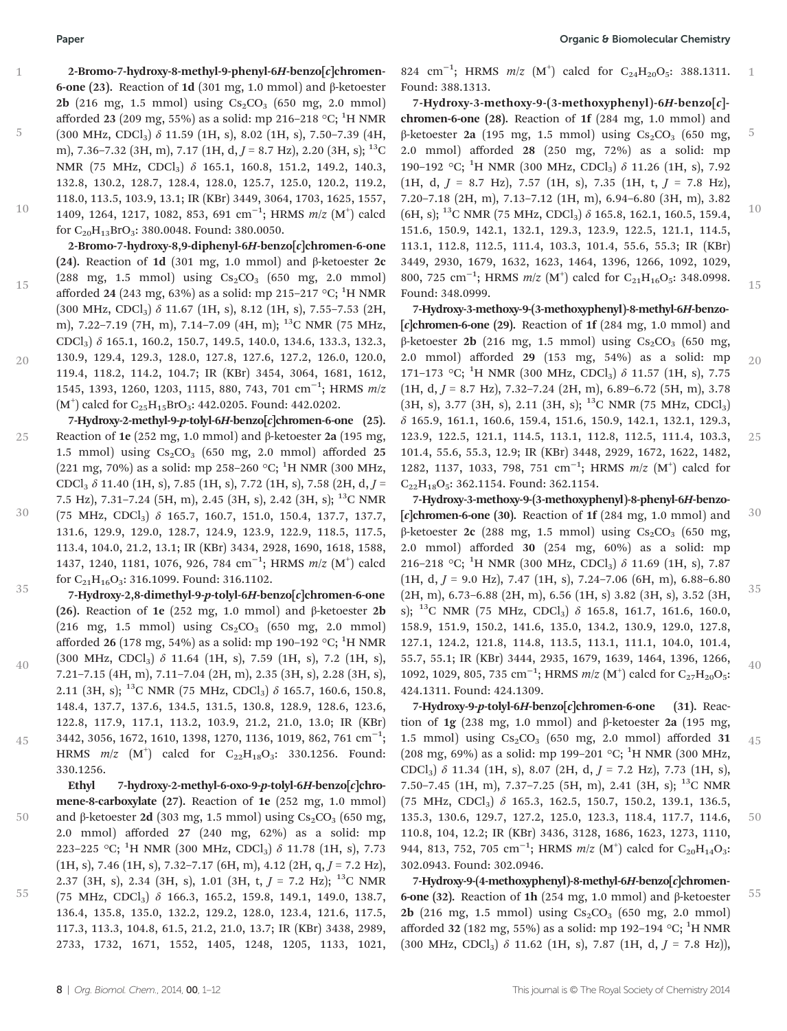**2-Bromo-7-hydroxy-8-methyl-9-phenyl-6*H*-benzo[*c*]chromen-6-one (23).** Reaction of **1d** (301 mg, 1.0 mmol) and β-ketoester **2b** (216 mg, 1.5 mmol) using $Cs_2CO_3$ (650 mg, 2.0 mmol) afforded **23** (209 mg, 55%) as a solid: mp 216–218 °C; $^1$H NMR (300 MHz, $CDCl_3$) δ 11.59 (1H, s), 8.02 (1H, s), 7.50–7.39 (4H, m), 7.36–7.32 (3H, m), 7.17 (1H, d, *J* = 8.7 Hz), 2.20 (3H, s); $^{13}$C NMR (75 MHz, $CDCl_3$) δ 165.1, 160.8, 151.2, 149.2, 140.3, 132.8, 130.2, 128.7, 128.4, 128.0, 125.7, 125.0, 120.2, 119.2, 118.0, 113.5, 103.9, 13.1; IR (KBr) 3449, 3064, 1703, 1625, 1557, 1409, 1264, 1217, 1082, 853, 691 cm$^{-1}$; HRMS *m*/*z* (M$^+$) calcd for $C_{20}H_{13}BrO_3$: 380.0048. Found: 380.0050.

**2-Bromo-7-hydroxy-8,9-diphenyl-6*H*-benzo[*c*]chromen-6-one (24).** Reaction of **1d** (301 mg, 1.0 mmol) and β-ketoester **2c** (288 mg, 1.5 mmol) using $Cs_2CO_3$ (650 mg, 2.0 mmol) afforded **24** (243 mg, 63%) as a solid: mp 215–217 °C; $^1$H NMR (300 MHz, $CDCl_3$) δ 11.67 (1H, s), 8.12 (1H, s), 7.55–7.53 (2H, m), 7.22–7.19 (7H, m), 7.14–7.09 (4H, m); $^{13}$C NMR (75 MHz, $CDCl_3$) δ 165.1, 160.2, 150.7, 149.5, 140.0, 134.6, 133.3, 132.3, 130.9, 129.4, 129.3, 128.0, 127.8, 127.6, 127.2, 126.0, 120.0, 119.4, 118.2, 114.2, 104.7; IR (KBr) 3454, 3064, 1681, 1612, 1545, 1393, 1260, 1203, 1115, 880, 743, 701 cm$^{-1}$; HRMS *m*/*z* (M$^+$) calcd for $C_{25}H_{15}BrO_3$: 442.0205. Found: 442.0202.

**7-Hydroxy-2-methyl-9-*p*-tolyl-6*H*-benzo[*c*]chromen-6-one (25).** Reaction of **1e** (252 mg, 1.0 mmol) and β-ketoester **2a** (195 mg, 1.5 mmol) using $Cs_2CO_3$ (650 mg, 2.0 mmol) afforded **25** (221 mg, 70%) as a solid: mp 258–260 °C; $^1$H NMR (300 MHz, $CDCl_3$ δ 11.40 (1H, s), 7.85 (1H, s), 7.72 (1H, s), 7.58 (2H, d, *J* = 7.5 Hz), 7.31–7.24 (5H, m), 2.45 (3H, s), 2.42 (3H, s); $^{13}$C NMR (75 MHz, $CDCl_3$) δ 165.7, 160.7, 151.0, 150.4, 137.7, 137.7, 131.6, 129.9, 129.0, 128.7, 124.9, 123.9, 122.9, 118.5, 117.5, 113.4, 104.0, 21.2, 13.1; IR (KBr) 3434, 2928, 1690, 1618, 1588, 1437, 1240, 1181, 1076, 926, 784 cm$^{-1}$; HRMS *m*/*z* (M$^+$) calcd for $C_{21}H_{16}O_3$: 316.1099. Found: 316.1102.

**7-Hydroxy-2,8-dimethyl-9-*p*-tolyl-6*H*-benzo[*c*]chromen-6-one (26).** Reaction of **1e** (252 mg, 1.0 mmol) and β-ketoester **2b** (216 mg, 1.5 mmol) using $Cs_2CO_3$ (650 mg, 2.0 mmol) afforded **26** (178 mg, 54%) as a solid: mp 190–192 °C; $^1$H NMR (300 MHz, $CDCl_3$) δ 11.64 (1H, s), 7.59 (1H, s), 7.2 (1H, s), 7.21–7.15 (4H, m), 7.11–7.04 (2H, m), 2.35 (3H, s), 2.28 (3H, s), 2.11 (3H, s); $^{13}$C NMR (75 MHz, $CDCl_3$) δ 165.7, 160.6, 150.8, 148.4, 137.7, 137.6, 134.5, 131.5, 130.8, 128.9, 128.6, 123.6, 122.8, 117.9, 117.1, 113.2, 103.9, 21.2, 21.0, 13.0; IR (KBr) 3442, 3056, 1672, 1610, 1398, 1270, 1136, 1019, 862, 761 cm$^{-1}$; HRMS *m*/*z* (M$^+$) calcd for $C_{22}H_{18}O_3$: 330.1256. Found: 330.1256.

**Ethyl 7-hydroxy-2-methyl-6-oxo-9-*p*-tolyl-6*H*-benzo[*c*]chromene-8-carboxylate (27).** Reaction of **1e** (252 mg, 1.0 mmol) and β-ketoester **2d** (303 mg, 1.5 mmol) using $Cs_2CO_3$ (650 mg, 2.0 mmol) afforded **27** (240 mg, 62%) as a solid: mp 223–225 °C; $^1$H NMR (300 MHz, $CDCl_3$) δ 11.78 (1H, s), 7.73 (1H, s), 7.46 (1H, s), 7.32–7.17 (6H, m), 4.12 (2H, q, *J* = 7.2 Hz), 2.37 (3H, s), 2.34 (3H, s), 1.01 (3H, t, *J* = 7.2 Hz); $^{13}$C NMR (75 MHz, $CDCl_3$) δ 166.3, 165.2, 159.8, 149.1, 149.0, 138.7, 136.4, 135.8, 135.0, 132.2, 129.2, 128.0, 123.4, 121.6, 117.5, 117.3, 113.3, 104.8, 61.5, 21.2, 21.0, 13.7; IR (KBr) 3438, 2989, 2733, 1732, 1671, 1552, 1405, 1248, 1205, 1133, 1021, 824 cm$^{-1}$; HRMS *m*/*z* (M$^+$) calcd for $C_{24}H_{20}O_5$: 388.1311. Found: 388.1313.

**7-Hydroxy-3-methoxy-9-(3-methoxyphenyl)-6*H*-benzo[*c*]-chromen-6-one (28).** Reaction of **1f** (284 mg, 1.0 mmol) and β-ketoester **2a** (195 mg, 1.5 mmol) using $Cs_2CO_3$ (650 mg, 2.0 mmol) afforded **28** (250 mg, 72%) as a solid: mp 190–192 °C; $^1$H NMR (300 MHz, $CDCl_3$) δ 11.26 (1H, s), 7.92 (1H, d, *J* = 8.7 Hz), 7.57 (1H, s), 7.35 (1H, t, *J* = 7.8 Hz), 7.20–7.18 (2H, m), 7.13–7.12 (1H, m), 6.94–6.80 (3H, m), 3.82 (6H, s); $^{13}$C NMR (75 MHz, $CDCl_3$) δ 165.8, 162.1, 160.5, 159.4, 151.6, 150.9, 142.1, 132.1, 129.3, 123.9, 122.5, 121.1, 114.5, 113.1, 112.8, 112.5, 111.4, 103.3, 101.4, 55.6, 55.3; IR (KBr) 3449, 2930, 1679, 1632, 1623, 1464, 1396, 1266, 1092, 1029, 800, 725 cm$^{-1}$; HRMS *m*/*z* (M$^+$) calcd for $C_{21}H_{16}O_5$: 348.0998. Found: 348.0999.

**7-Hydroxy-3-methoxy-9-(3-methoxyphenyl)-8-methyl-6*H*-benzo-[*c*]chromen-6-one (29).** Reaction of **1f** (284 mg, 1.0 mmol) and β-ketoester **2b** (216 mg, 1.5 mmol) using $Cs_2CO_3$ (650 mg, 2.0 mmol) afforded **29** (153 mg, 54%) as a solid: mp 171–173 °C; $^1$H NMR (300 MHz, $CDCl_3$) δ 11.57 (1H, s), 7.75 (1H, d, *J* = 8.7 Hz), 7.32–7.24 (2H, m), 6.89–6.72 (5H, m), 3.78 (3H, s), 3.77 (3H, s), 2.11 (3H, s); $^{13}$C NMR (75 MHz, $CDCl_3$) δ 165.9, 161.1, 160.6, 159.4, 151.6, 150.9, 142.1, 132.1, 129.3, 123.9, 122.5, 121.1, 114.5, 113.1, 112.8, 112.5, 111.4, 103.3, 101.4, 55.6, 55.3, 12.9; IR (KBr) 3448, 2929, 1672, 1622, 1482, 1282, 1137, 1033, 798, 751 cm$^{-1}$; HRMS *m*/*z* (M$^+$) calcd for $C_{22}H_{18}O_5$: 362.1154. Found: 362.1154.

**7-Hydroxy-3-methoxy-9-(3-methoxyphenyl)-8-phenyl-6*H*-benzo-[*c*]chromen-6-one (30).** Reaction of **1f** (284 mg, 1.0 mmol) and β-ketoester **2c** (288 mg, 1.5 mmol) using $Cs_2CO_3$ (650 mg, 2.0 mmol) afforded **30** (254 mg, 60%) as a solid: mp 216–218 °C; $^1$H NMR (300 MHz, $CDCl_3$) δ 11.69 (1H, s), 7.87 (1H, d, *J* = 9.0 Hz), 7.47 (1H, s), 7.24–7.06 (6H, m), 6.88–6.80 (2H, m), 6.73–6.88 (2H, m), 6.56 (1H, s) 3.82 (3H, s), 3.52 (3H, s); $^{13}$C NMR (75 MHz, $CDCl_3$) δ 165.8, 161.7, 161.6, 160.0, 158.9, 151.9, 150.2, 141.6, 135.0, 134.2, 130.9, 129.0, 127.8, 127.1, 124.2, 121.8, 114.8, 113.5, 113.1, 111.1, 104.0, 101.4, 55.7, 55.1; IR (KBr) 3444, 2935, 1679, 1639, 1464, 1396, 1266, 1092, 1029, 805, 735 cm$^{-1}$; HRMS *m*/*z* (M$^+$) calcd for $C_{27}H_{20}O_5$: 424.1311. Found: 424.1309.

**7-Hydroxy-9-*p*-tolyl-6*H*-benzo[*c*]chromen-6-one (31).** Reaction of **1g** (238 mg, 1.0 mmol) and β-ketoester **2a** (195 mg, 1.5 mmol) using $Cs_2CO_3$ (650 mg, 2.0 mmol) afforded **31** (208 mg, 69%) as a solid: mp 199–201 °C; $^1$H NMR (300 MHz, $CDCl_3$) δ 11.34 (1H, s), 8.07 (2H, d, *J* = 7.2 Hz), 7.73 (1H, s), 7.50–7.45 (1H, m), 7.37–7.25 (5H, m), 2.41 (3H, s); $^{13}$C NMR (75 MHz, $CDCl_3$) δ 165.3, 162.5, 150.7, 150.2, 139.1, 136.5, 135.3, 130.6, 129.7, 127.2, 125.0, 123.3, 118.4, 117.7, 114.6, 110.8, 104, 12.2; IR (KBr) 3436, 3128, 1686, 1623, 1273, 1110, 944, 813, 752, 705 cm$^{-1}$; HRMS *m*/*z* (M$^+$) calcd for $C_{20}H_{14}O_3$: 302.0943. Found: 302.0946.

**7-Hydroxy-9-(4-methoxyphenyl)-8-methyl-6*H*-benzo[*c*]chromen-6-one (32).** Reaction of **1h** (254 mg, 1.0 mmol) and β-ketoester **2b** (216 mg, 1.5 mmol) using $Cs_2CO_3$ (650 mg, 2.0 mmol) afforded **32** (182 mg, 55%) as a solid: mp 192–194 °C; $^1$H NMR (300 MHz, $CDCl_3$) δ 11.62 (1H, s), 7.87 (1H, d, *J* = 7.8 Hz)),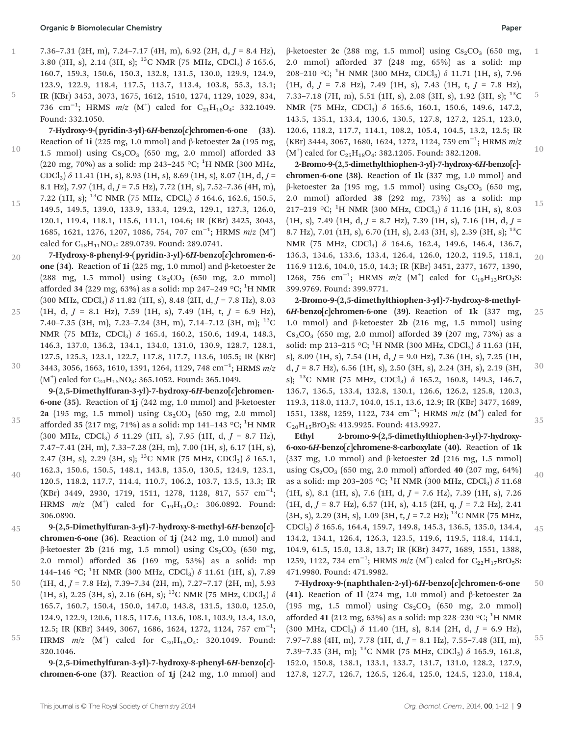7.36–7.31 (2H, m), 7.24–7.17 (4H, m), 6.92 (2H, d, $J$ = 8.4 Hz), 3.80 (3H, s), 2.14 (3H, s); $^{13}$C NMR (75 MHz, $CDCl_3$) δ 165.6, 160.7, 159.3, 150.6, 150.3, 132.8, 131.5, 130.0, 129.9, 124.9, 123.9, 122.9, 118.4, 117.5, 113.7, 113.4, 103.8, 55.3, 13.1; IR (KBr) 3453, 3073, 1675, 1612, 1510, 1274, 1129, 1029, 834, 736 cm$^{-1}$; HRMS $m/z$ (M$^+$) calcd for $C_{21}H_{16}O_4$: 332.1049. Found: 332.1050.

**7-Hydroxy-9-(pyridin-3-yl)-6*H*-benzo[*c*]chromen-6-one (33).** Reaction of **1i** (225 mg, 1.0 mmol) and β-ketoester **2a** (195 mg, 1.5 mmol) using $Cs_2CO_3$ (650 mg, 2.0 mmol) afforded **33** (220 mg, 70%) as a solid: mp 243–245 °C; $^1$H NMR (300 MHz, $CDCl_3$) δ 11.41 (1H, s), 8.93 (1H, s), 8.69 (1H, s), 8.07 (1H, d, $J$ = 8.1 Hz), 7.97 (1H, d, $J$ = 7.5 Hz), 7.72 (1H, s), 7.52–7.36 (4H, m), 7.22 (1H, s); $^{13}$C NMR (75 MHz, $CDCl_3$) δ 164.6, 162.6, 150.5, 149.5, 149.5, 139.0, 133.9, 133.4, 129.2, 129.1, 127.3, 126.0, 120.1, 119.4, 118.1, 115.6, 111.1, 104.6; IR (KBr) 3425, 3043, 1685, 1621, 1276, 1207, 1086, 754, 707 cm$^{-1}$; HRMS $m/z$ (M$^+$) calcd for $C_{18}H_{11}NO_3$: 289.0739. Found: 289.0741.

**7-Hydroxy-8-phenyl-9-(pyridin-3-yl)-6*H*-benzo[*c*]chromen-6-one (34).** Reaction of **1i** (225 mg, 1.0 mmol) and β-ketoester **2c** (288 mg, 1.5 mmol) using $Cs_2CO_3$ (650 mg, 2.0 mmol) afforded **34** (229 mg, 63%) as a solid: mp 247–249 °C; $^1$H NMR (300 MHz, $CDCl_3$) δ 11.82 (1H, s), 8.48 (2H, d, $J$ = 7.8 Hz), 8.03 (1H, d, $J$ = 8.1 Hz), 7.59 (1H, s), 7.49 (1H, t, $J$ = 6.9 Hz), 7.40–7.35 (3H, m), 7.23–7.24 (3H, m), 7.14–7.12 (3H, m); $^{13}$C NMR (75 MHz, $CDCl_3$) δ 165.4, 160.2, 150.6, 149.4, 148.3, 146.3, 137.0, 136.2, 134.1, 134.0, 131.0, 130.9, 128.7, 128.1, 127.5, 125.3, 123.1, 122.7, 117.8, 117.7, 113.6, 105.5; IR (KBr) 3443, 3056, 1663, 1610, 1391, 1264, 1129, 748 cm$^{-1}$; HRMS $m/z$ (M$^+$) calcd for $C_{24}H_{15}NO_3$: 365.1052. Found: 365.1049.

**9-(2,5-Dimethylfuran-3-yl)-7-hydroxy-6*H*-benzo[*c*]chromen-6-one (35).** Reaction of **1j** (242 mg, 1.0 mmol) and β-ketoester **2a** (195 mg, 1.5 mmol) using $Cs_2CO_3$ (650 mg, 2.0 mmol) afforded **35** (217 mg, 71%) as a solid: mp 141–143 °C; $^1$H NMR (300 MHz, $CDCl_3$) δ 11.29 (1H, s), 7.95 (1H, d, $J$ = 8.7 Hz), 7.47–7.41 (2H, m), 7.33–7.28 (2H, m), 7.00 (1H, s), 6.17 (1H, s), 2.47 (3H, s), 2.29 (3H, s); $^{13}$C NMR (75 MHz, $CDCl_3$) δ 165.1, 162.3, 150.6, 150.5, 148.1, 143.8, 135.0, 130.5, 124.9, 123.1, 120.5, 118.2, 117.7, 114.4, 110.7, 106.2, 103.7, 13.5, 13.3; IR (KBr) 3449, 2930, 1719, 1511, 1278, 1128, 817, 557 cm$^{-1}$; HRMS $m/z$ (M$^+$) calcd for $C_{19}H_{14}O_4$: 306.0892. Found: 306.0890.

**9-(2,5-Dimethylfuran-3-yl)-7-hydroxy-8-methyl-6*H*-benzo[*c*]chromen-6-one (36).** Reaction of **1j** (242 mg, 1.0 mmol) and β-ketoester **2b** (216 mg, 1.5 mmol) using $Cs_2CO_3$ (650 mg, 2.0 mmol) afforded **36** (169 mg, 53%) as a solid: mp 144–146 °C; $^1$H NMR (300 MHz, $CDCl_3$) δ 11.61 (1H, s), 7.89 (1H, d, $J$ = 7.8 Hz), 7.39–7.34 (2H, m), 7.27–7.17 (2H, m), 5.93 (1H, s), 2.25 (3H, s), 2.16 (6H, s); $^{13}$C NMR (75 MHz, $CDCl_3$) δ 165.7, 160.7, 150.4, 150.0, 147.0, 143.8, 131.5, 130.0, 125.0, 124.9, 122.9, 120.6, 118.5, 117.6, 113.6, 108.1, 103.9, 13.4, 13.0, 12.5; IR (KBr) 3449, 3067, 1686, 1624, 1272, 1124, 757 cm$^{-1}$; HRMS $m/z$ (M$^+$) calcd for $C_{20}H_{16}O_4$: 320.1049. Found: 320.1046.

**9-(2,5-Dimethylfuran-3-yl)-7-hydroxy-8-phenyl-6*H*-benzo[*c*]chromen-6-one (37).** Reaction of **1j** (242 mg, 1.0 mmol) and β-ketoester **2c** (288 mg, 1.5 mmol) using $Cs_2CO_3$ (650 mg, 2.0 mmol) afforded **37** (248 mg, 65%) as a solid: mp 208–210 °C; $^1$H NMR (300 MHz, $CDCl_3$) δ 11.71 (1H, s), 7.96 (1H, d, $J$ = 7.8 Hz), 7.49 (1H, s), 7.43 (1H, t, $J$ = 7.8 Hz), 7.33–7.18 (7H, m), 5.51 (1H, s), 2.08 (3H, s), 1.92 (3H, s); $^{13}$C NMR (75 MHz, $CDCl_3$) δ 165.6, 160.1, 150.6, 149.6, 147.2, 143.5, 135.1, 133.4, 130.6, 130.5, 127.8, 127.2, 125.1, 123.0, 120.6, 118.2, 117.7, 114.1, 108.2, 105.4, 104.5, 13.2, 12.5; IR (KBr) 3444, 3067, 1680, 1624, 1272, 1124, 759 cm$^{-1}$; HRMS $m/z$ (M$^+$) calcd for $C_{25}H_{18}O_4$: 382.1205. Found: 382.1208.

**2-Bromo-9-(2,5-dimethylthiophen-3-yl)-7-hydroxy-6*H*-benzo[*c*]chromen-6-one (38).** Reaction of **1k** (337 mg, 1.0 mmol) and β-ketoester **2a** (195 mg, 1.5 mmol) using $Cs_2CO_3$ (650 mg, 2.0 mmol) afforded **38** (292 mg, 73%) as a solid: mp 217–219 °C; $^1$H NMR (300 MHz, $CDCl_3$) δ 11.16 (1H, s), 8.03 (1H, s), 7.49 (1H, d, $J$ = 8.7 Hz), 7.39 (1H, s), 7.16 (1H, d, $J$ = 8.7 Hz), 7.01 (1H, s), 6.70 (1H, s), 2.43 (3H, s), 2.39 (3H, s); $^{13}$C NMR (75 MHz, $CDCl_3$) δ 164.6, 162.4, 149.6, 146.4, 136.7, 136.3, 134.6, 133.6, 133.4, 126.4, 126.0, 120.2, 119.5, 118.1, 116.9 112.6, 104.0, 15.0, 14.3; IR (KBr) 3451, 2377, 1677, 1390, 1268, 756 cm$^{-1}$; HRMS $m/z$ (M$^+$) calcd for $C_{19}H_{13}BrO_3S$: 399.9769. Found: 399.9771.

**2-Bromo-9-(2,5-dimethylthiophen-3-yl)-7-hydroxy-8-methyl-6*H*-benzo[*c*]chromen-6-one (39).** Reaction of **1k** (337 mg, 1.0 mmol) and β-ketoester **2b** (216 mg, 1.5 mmol) using $Cs_2CO_3$ (650 mg, 2.0 mmol) afforded **39** (207 mg, 73%) as a solid: mp 213–215 °C; $^1$H NMR (300 MHz, $CDCl_3$) δ 11.63 (1H, s), 8.09 (1H, s), 7.54 (1H, d, $J$ = 9.0 Hz), 7.36 (1H, s), 7.25 (1H, d, $J$ = 8.7 Hz), 6.56 (1H, s), 2.50 (3H, s), 2.24 (3H, s), 2.19 (3H, s); $^{13}$C NMR (75 MHz, $CDCl_3$) δ 165.2, 160.8, 149.3, 146.7, 136.7, 136.5, 133.4, 132.8, 130.1, 126.6, 126.2, 125.8, 120.3, 119.3, 118.0, 113.7, 104.0, 15.1, 13.6, 12.9; IR (KBr) 3477, 1689, 1551, 1388, 1259, 1122, 734 cm$^{-1}$; HRMS $m/z$ (M$^+$) calcd for $C_{20}H_{15}BrO_3S$: 413.9925. Found: 413.9927.

**Ethyl 2-bromo-9-(2,5-dimethylthiophen-3-yl)-7-hydroxy-6-oxo-6*H*-benzo[*c*]chromene-8-carboxylate (40).** Reaction of **1k** (337 mg, 1.0 mmol) and β-ketoester **2d** (216 mg, 1.5 mmol) using $Cs_2CO_3$ (650 mg, 2.0 mmol) afforded **40** (207 mg, 64%) as a solid: mp 203–205 °C; $^1$H NMR (300 MHz, $CDCl_3$) δ 11.68 (1H, s), 8.1 (1H, s), 7.6 (1H, d, $J$ = 7.6 Hz), 7.39 (1H, s), 7.26 (1H, d, $J$ = 8.7 Hz), 6.57 (1H, s), 4.15 (2H, q, $J$ = 7.2 Hz), 2.41 (3H, s), 2.29 (3H, s), 1.09 (3H, t, $J$ = 7.2 Hz); $^{13}$C NMR (75 MHz, $CDCl_3$) δ 165.6, 164.4, 159.7, 149.8, 145.3, 136.5, 135.0, 134.4, 134.2, 134.1, 126.4, 126.3, 123.5, 119.6, 119.5, 118.4, 114.1, 104.9, 61.5, 15.0, 13.8, 13.7; IR (KBr) 3477, 1689, 1551, 1388, 1259, 1122, 734 cm$^{-1}$; HRMS $m/z$ (M$^+$) calcd for $C_{22}H_{17}BrO_5S$: 471.9980. Found: 471.9982.

**7-Hydroxy-9-(naphthalen-2-yl)-6*H*-benzo[*c*]chromen-6-one (41).** Reaction of **1l** (274 mg, 1.0 mmol) and β-ketoester **2a** (195 mg, 1.5 mmol) using $Cs_2CO_3$ (650 mg, 2.0 mmol) afforded **41** (212 mg, 63%) as a solid: mp 228–230 °C; $^1$H NMR (300 MHz, $CDCl_3$) δ 11.40 (1H, s), 8.14 (2H, d, $J$ = 6.9 Hz), 7.97–7.88 (4H, m), 7.78 (1H, d, $J$ = 8.1 Hz), 7.55–7.48 (3H, m), 7.39–7.35 (3H, m); $^{13}$C NMR (75 MHz, $CDCl_3$) δ 165.9, 161.8, 152.0, 150.8, 138.1, 133.1, 133.7, 131.7, 131.0, 128.2, 127.9, 127.8, 127.7, 126.7, 126.5, 126.4, 125.0, 124.5, 123.0, 118.4,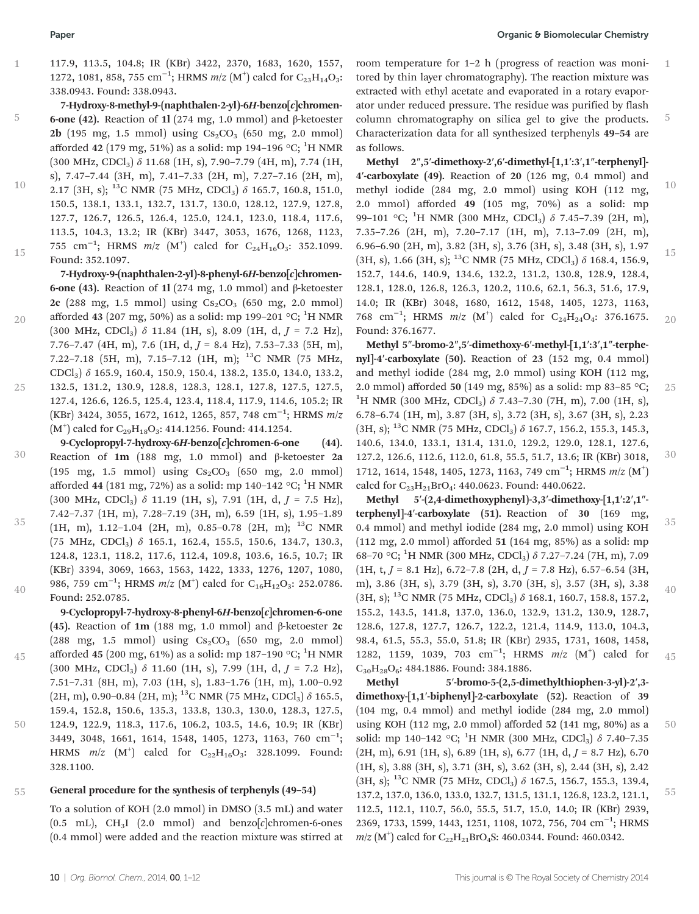117.9, 113.5, 104.8; IR (KBr) 3422, 2370, 1683, 1620, 1557, 1272, 1081, 858, 755 $cm^{-1}$; HRMS $m/z$ ($M^+$) calcd for $C_{23}H_{14}O_3$: 338.0943. Found: 338.0943.

**7-Hydroxy-8-methyl-9-(naphthalen-2-yl)-6*H*-benzo[*c*]chromen-6-one (42).** Reaction of **1l** (274 mg, 1.0 mmol) and β-ketoester **2b** (195 mg, 1.5 mmol) using $Cs_2CO_3$ (650 mg, 2.0 mmol) afforded **42** (179 mg, 51%) as a solid: mp 194–196 °C; $^1H$ NMR (300 MHz, $CDCl_3$) δ 11.68 (1H, s), 7.90–7.79 (4H, m), 7.74 (1H, s), 7.47–7.44 (3H, m), 7.41–7.33 (2H, m), 7.27–7.16 (2H, m), 2.17 (3H, s); $^{13}C$ NMR (75 MHz, $CDCl_3$) δ 165.7, 160.8, 151.0, 150.5, 138.1, 133.1, 132.7, 131.7, 130.0, 128.12, 127.9, 127.8, 127.7, 126.7, 126.5, 126.4, 125.0, 124.1, 123.0, 118.4, 117.6, 113.5, 104.3, 13.2; IR (KBr) 3447, 3053, 1676, 1268, 1123, 755 $cm^{-1}$; HRMS $m/z$ ($M^+$) calcd for $C_{24}H_{16}O_3$: 352.1099. Found: 352.1097.

**7-Hydroxy-9-(naphthalen-2-yl)-8-phenyl-6*H*-benzo[*c*]chromen-6-one (43).** Reaction of **1l** (274 mg, 1.0 mmol) and β-ketoester **2c** (288 mg, 1.5 mmol) using $Cs_2CO_3$ (650 mg, 2.0 mmol) afforded **43** (207 mg, 50%) as a solid: mp 199–201 °C; $^1H$ NMR (300 MHz, $CDCl_3$) δ 11.84 (1H, s), 8.09 (1H, d, $J$ = 7.2 Hz), 7.76–7.47 (4H, m), 7.6 (1H, d, $J$ = 8.4 Hz), 7.53–7.33 (5H, m), 7.22–7.18 (5H, m), 7.15–7.12 (1H, m); $^{13}C$ NMR (75 MHz, $CDCl_3$) δ 165.9, 160.4, 150.9, 150.4, 138.2, 135.0, 134.0, 133.2, 132.5, 131.2, 130.9, 128.8, 128.3, 128.1, 127.8, 127.5, 127.5, 127.4, 126.6, 126.5, 125.4, 123.4, 118.4, 117.9, 114.6, 105.2; IR (KBr) 3424, 3055, 1672, 1612, 1265, 857, 748 $cm^{-1}$; HRMS $m/z$ ($M^+$) calcd for $C_{29}H_{18}O_3$: 414.1256. Found: 414.1254.

**9-Cyclopropyl-7-hydroxy-6*H*-benzo[*c*]chromen-6-one (44).** Reaction of **1m** (188 mg, 1.0 mmol) and β-ketoester **2a** (195 mg, 1.5 mmol) using $Cs_2CO_3$ (650 mg, 2.0 mmol) afforded **44** (181 mg, 72%) as a solid: mp 140–142 °C; $^1H$ NMR (300 MHz, $CDCl_3$) δ 11.19 (1H, s), 7.91 (1H, d, $J$ = 7.5 Hz), 7.42–7.37 (1H, m), 7.28–7.19 (3H, m), 6.59 (1H, s), 1.95–1.89 (1H, m), 1.12–1.04 (2H, m), 0.85–0.78 (2H, m); $^{13}C$ NMR (75 MHz, $CDCl_3$) δ 165.1, 162.4, 155.5, 150.6, 134.7, 130.3, 124.8, 123.1, 118.2, 117.6, 112.4, 109.8, 103.6, 16.5, 10.7; IR (KBr) 3394, 3069, 1663, 1563, 1422, 1333, 1276, 1207, 1080, 986, 759 $cm^{-1}$; HRMS $m/z$ ($M^+$) calcd for $C_{16}H_{12}O_3$: 252.0786. Found: 252.0785.

**9-Cyclopropyl-7-hydroxy-8-phenyl-6*H*-benzo[*c*]chromen-6-one (45).** Reaction of **1m** (188 mg, 1.0 mmol) and β-ketoester **2c** (288 mg, 1.5 mmol) using $Cs_2CO_3$ (650 mg, 2.0 mmol) afforded **45** (200 mg, 61%) as a solid: mp 187–190 °C; $^1H$ NMR (300 MHz, $CDCl_3$) δ 11.60 (1H, s), 7.99 (1H, d, $J$ = 7.2 Hz), 7.51–7.31 (8H, m), 7.03 (1H, s), 1.83–1.76 (1H, m), 1.00–0.92 (2H, m), 0.90–0.84 (2H, m); $^{13}C$ NMR (75 MHz, $CDCl_3$) δ 165.5, 159.4, 152.8, 150.6, 135.3, 133.8, 130.3, 130.0, 128.3, 127.5, 124.9, 122.9, 118.3, 117.6, 106.2, 103.5, 14.6, 10.9; IR (KBr) 3449, 3048, 1661, 1614, 1548, 1405, 1273, 1163, 760 $cm^{-1}$; HRMS $m/z$ ($M^+$) calcd for $C_{22}H_{16}O_3$: 328.1099. Found: 328.1100.

### General procedure for the synthesis of terphenyls (49–54)

To a solution of KOH (2.0 mmol) in DMSO (3.5 mL) and water (0.5 mL), $CH_3I$ (2.0 mmol) and benzo[*c*]chromen-6-ones (0.4 mmol) were added and the reaction mixture was stirred at room temperature for 1–2 h (progress of reaction was monitored by thin layer chromatography). The reaction mixture was extracted with ethyl acetate and evaporated in a rotary evaporator under reduced pressure. The residue was purified by flash column chromatography on silica gel to give the products. Characterization data for all synthesized terphenyls **49–54** are as follows.

**Methyl 2″,5′-dimethoxy-2′,6′-dimethyl-[1,1′:3′,1″-terphenyl]-4′-carboxylate (49).** Reaction of **20** (126 mg, 0.4 mmol) and methyl iodide (284 mg, 2.0 mmol) using KOH (112 mg, 2.0 mmol) afforded **49** (105 mg, 70%) as a solid: mp 99–101 °C; $^1H$ NMR (300 MHz, $CDCl_3$) δ 7.45–7.39 (2H, m), 7.35–7.26 (2H, m), 7.20–7.17 (1H, m), 7.13–7.09 (2H, m), 6.96–6.90 (2H, m), 3.82 (3H, s), 3.76 (3H, s), 3.48 (3H, s), 1.97 (3H, s), 1.66 (3H, s); $^{13}C$ NMR (75 MHz, $CDCl_3$) δ 168.4, 156.9, 152.7, 144.6, 140.9, 134.6, 132.2, 131.2, 130.8, 128.9, 128.4, 128.1, 128.0, 126.8, 126.3, 120.2, 110.6, 62.1, 56.3, 51.6, 17.9, 14.0; IR (KBr) 3048, 1680, 1612, 1548, 1405, 1273, 1163, 768 $cm^{-1}$; HRMS $m/z$ ($M^+$) calcd for $C_{24}H_{24}O_4$: 376.1675. Found: 376.1677.

**Methyl 5″-bromo-2″,5′-dimethoxy-6′-methyl-[1,1′:3′,1″-terphenyl]-4′-carboxylate (50).** Reaction of **23** (152 mg, 0.4 mmol) and methyl iodide (284 mg, 2.0 mmol) using KOH (112 mg, 2.0 mmol) afforded **50** (149 mg, 85%) as a solid: mp 83–85 °C; $^1H$ NMR (300 MHz, $CDCl_3$) δ 7.43–7.30 (7H, m), 7.00 (1H, s), 6.78–6.74 (1H, m), 3.87 (3H, s), 3.72 (3H, s), 3.67 (3H, s), 2.23 (3H, s); $^{13}C$ NMR (75 MHz, $CDCl_3$) δ 167.7, 156.2, 155.3, 145.3, 140.6, 134.0, 133.1, 131.4, 131.0, 129.2, 129.0, 128.1, 127.6, 127.2, 126.6, 112.6, 112.0, 61.8, 55.5, 51.7, 13.6; IR (KBr) 3018, 1712, 1614, 1548, 1405, 1273, 1163, 749 $cm^{-1}$; HRMS $m/z$ ($M^+$) calcd for $C_{23}H_{21}BrO_4$: 440.0623. Found: 440.0622.

**Methyl 5′-(2,4-dimethoxyphenyl)-3,3′-dimethoxy-[1,1′:2′,1″-terphenyl]-4′-carboxylate (51).** Reaction of **30** (169 mg, 0.4 mmol) and methyl iodide (284 mg, 2.0 mmol) using KOH (112 mg, 2.0 mmol) afforded **51** (164 mg, 85%) as a solid: mp 68–70 °C; $^1H$ NMR (300 MHz, $CDCl_3$) δ 7.27–7.24 (7H, m), 7.09 (1H, t, $J$ = 8.1 Hz), 6.72–7.8 (2H, d, $J$ = 7.8 Hz), 6.57–6.54 (3H, m), 3.86 (3H, s), 3.79 (3H, s), 3.70 (3H, s), 3.57 (3H, s), 3.38 (3H, s); $^{13}C$ NMR (75 MHz, $CDCl_3$) δ 168.1, 160.7, 158.8, 157.2, 155.2, 143.5, 141.8, 137.0, 136.0, 132.9, 131.2, 130.9, 128.7, 128.6, 127.8, 127.7, 126.7, 122.2, 121.4, 114.9, 113.0, 104.3, 98.4, 61.5, 55.3, 55.0, 51.8; IR (KBr) 2935, 1731, 1608, 1458, 1282, 1159, 1039, 703 $cm^{-1}$; HRMS $m/z$ ($M^+$) calcd for $C_{30}H_{28}O_6$: 484.1886. Found: 384.1886.

**Methyl 5′-bromo-5-(2,5-dimethylthiophen-3-yl)-2′,3-dimethoxy-[1,1′-biphenyl]-2-carboxylate (52).** Reaction of **39** (104 mg, 0.4 mmol) and methyl iodide (284 mg, 2.0 mmol) using KOH (112 mg, 2.0 mmol) afforded **52** (141 mg, 80%) as a solid: mp 140–142 °C; $^1H$ NMR (300 MHz, $CDCl_3$) δ 7.40–7.35 (2H, m), 6.91 (1H, s), 6.89 (1H, s), 6.77 (1H, d, $J$ = 8.7 Hz), 6.70 (1H, s), 3.88 (3H, s), 3.71 (3H, s), 3.62 (3H, s), 2.44 (3H, s), 2.42 (3H, s); $^{13}C$ NMR (75 MHz, $CDCl_3$) δ 167.5, 156.7, 155.3, 139.4, 137.2, 137.0, 136.0, 133.0, 132.7, 131.5, 131.1, 126.8, 123.2, 121.1, 112.5, 112.1, 110.7, 56.0, 55.5, 51.7, 15.0, 14.0; IR (KBr) 2939, 2369, 1733, 1599, 1443, 1251, 1108, 1072, 756, 704 $cm^{-1}$; HRMS $m/z$ ($M^+$) calcd for $C_{22}H_{21}BrO_4S$: 460.0344. Found: 460.0342.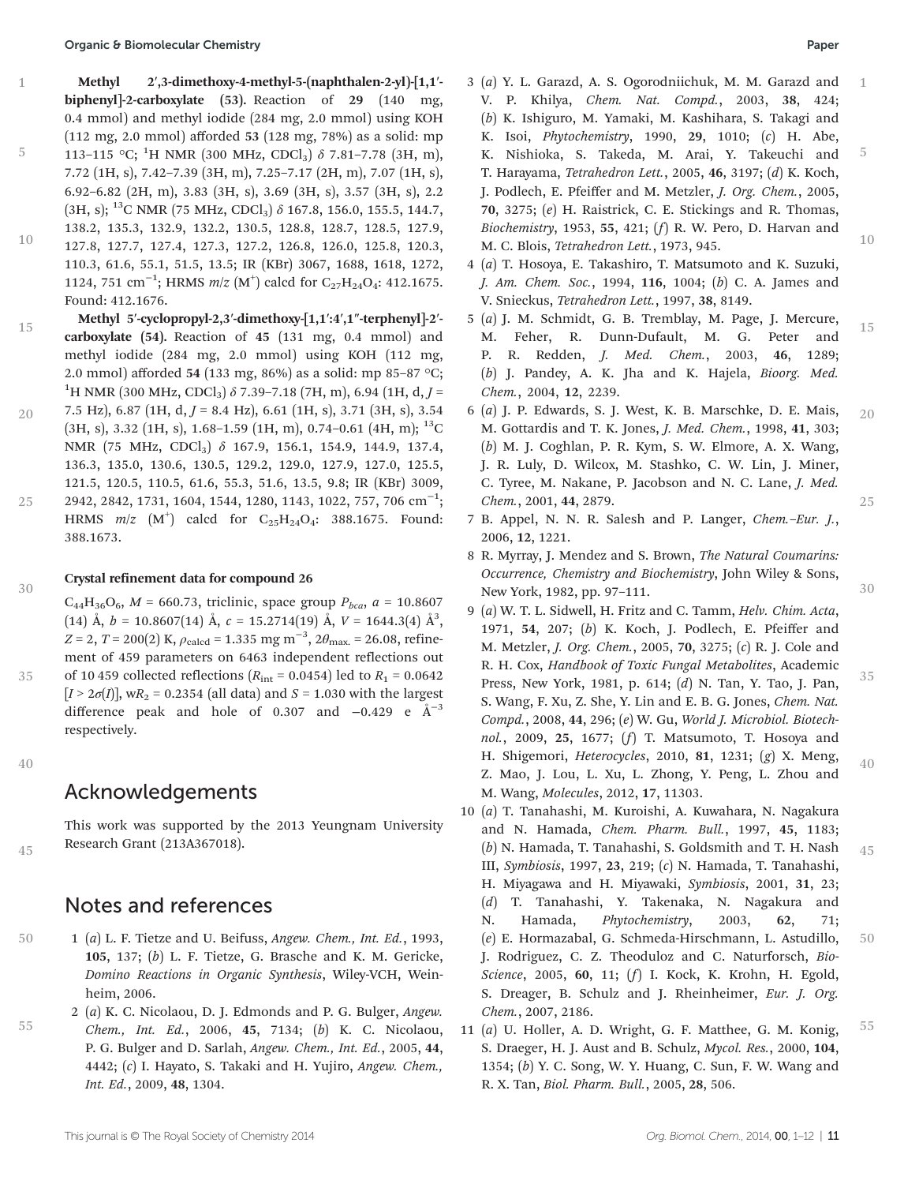**Methyl 2′,3-dimethoxy-4-methyl-5-(naphthalen-2-yl)-[1,1′-biphenyl]-2-carboxylate (53).** Reaction of **29** (140 mg, 0.4 mmol) and methyl iodide (284 mg, 2.0 mmol) using KOH (112 mg, 2.0 mmol) afforded **53** (128 mg, 78%) as a solid: mp 113–115 °C; $^{1}$H NMR (300 MHz, $CDCl_3$) $\delta$ 7.81–7.78 (3H, m), 7.72 (1H, s), 7.42–7.39 (3H, m), 7.25–7.17 (2H, m), 7.07 (1H, s), 6.92–6.82 (2H, m), 3.83 (3H, s), 3.69 (3H, s), 3.57 (3H, s), 2.2 (3H, s); $^{13}$C NMR (75 MHz, $CDCl_3$) $\delta$ 167.8, 156.0, 155.5, 144.7, 138.2, 135.3, 132.9, 132.2, 130.5, 128.8, 128.7, 128.5, 127.9, 127.8, 127.7, 127.4, 127.3, 127.2, 126.8, 126.0, 125.8, 120.3, 110.3, 61.6, 55.1, 51.5, 13.5; IR (KBr) 3067, 1688, 1618, 1272, 1124, 751 cm$^{-1}$; HRMS $m/z$ (M$^{+}$) calcd for $C_{27}H_{24}O_4$: 412.1675. Found: 412.1676.

**Methyl 5′-cyclopropyl-2,3′-dimethoxy-[1,1′:4′,1″-terphenyl]-2′-carboxylate (54).** Reaction of **45** (131 mg, 0.4 mmol) and methyl iodide (284 mg, 2.0 mmol) using KOH (112 mg, 2.0 mmol) afforded **54** (133 mg, 86%) as a solid: mp 85–87 °C; $^{1}$H NMR (300 MHz, $CDCl_3$) $\delta$ 7.39–7.18 (7H, m), 6.94 (1H, d, $J$ = 7.5 Hz), 6.87 (1H, d, $J$ = 8.4 Hz), 6.61 (1H, s), 3.71 (3H, s), 3.54 (3H, s), 3.32 (1H, s), 1.68–1.59 (1H, m), 0.74–0.61 (4H, m); $^{13}$C NMR (75 MHz, $CDCl_3$) $\delta$ 167.9, 156.1, 154.9, 144.9, 137.4, 136.3, 135.0, 130.6, 130.5, 129.2, 129.0, 127.9, 127.0, 125.5, 121.5, 120.5, 110.5, 61.6, 55.3, 51.6, 13.5, 9.8; IR (KBr) 3009, 2942, 2842, 1731, 1604, 1544, 1280, 1143, 1022, 757, 706 cm$^{-1}$; HRMS $m/z$ (M$^{+}$) calcd for $C_{25}H_{24}O_4$: 388.1675. Found: 388.1673.

### Crystal refinement data for compound 26

$C_{44}H_{36}O_6$, $M$ = 660.73, triclinic, space group $P_{bca}$, $a$ = 10.8607 (14) Å, $b$ = 10.8607(14) Å, $c$ = 15.2714(19) Å, $V$ = 1644.3(4) Å$^{3}$, $Z$ = 2, $T$ = 200(2) K, $\rho_{calcd}$ = 1.335 mg m$^{-3}$, $2\theta_{max.}$ = 26.08, refinement of 459 parameters on 6463 independent reflections out of 10 459 collected reflections ($R_{int}$ = 0.0454) to $R_1$ = 0.0642 [$I > 2\sigma(I)$], w$R_2$ = 0.2354 (all data) and $S$ = 1.030 with the largest difference peak and hole of 0.307 and −0.429 e Å$^{-3}$ respectively.

## Acknowledgements

This work was supported by the 2013 Yeungnam University Research Grant (213A367018).

## Notes and references

1 (*a*) L. F. Tietze and U. Beifuss, *Angew. Chem., Int. Ed.*, 1993, **105**, 137; (*b*) L. F. Tietze, G. Brasche and K. M. Gericke, *Domino Reactions in Organic Synthesis*, Wiley-VCH, Weinheim, 2006.

2 (*a*) K. C. Nicolaou, D. J. Edmonds and P. G. Bulger, *Angew. Chem., Int. Ed.*, 2006, **45**, 7134; (*b*) K. C. Nicolaou, P. G. Bulger and D. Sarlah, *Angew. Chem., Int. Ed.*, 2005, **44**, 4442; (*c*) I. Hayato, S. Takaki and H. Yujiro, *Angew. Chem., Int. Ed.*, 2009, **48**, 1304.

3 (*a*) Y. L. Garazd, A. S. Ogorodniichuk, M. M. Garazd and V. P. Khilya, *Chem. Nat. Compd.*, 2003, **38**, 424; (*b*) K. Ishiguro, M. Yamaki, M. Kashihara, S. Takagi and K. Isoi, *Phytochemistry*, 1990, **29**, 1010; (*c*) H. Abe, K. Nishioka, S. Takeda, M. Arai, Y. Takeuchi and T. Harayama, *Tetrahedron Lett.*, 2005, **46**, 3197; (*d*) K. Koch, J. Podlech, E. Pfeiffer and M. Metzler, *J. Org. Chem.*, 2005, **70**, 3275; (*e*) H. Raistrick, C. E. Stickings and R. Thomas, *Biochemistry*, 1953, **55**, 421; (*f*) R. W. Pero, D. Harvan and M. C. Blois, *Tetrahedron Lett.*, 1973, 945.

4 (*a*) T. Hosoya, E. Takashiro, T. Matsumoto and K. Suzuki, *J. Am. Chem. Soc.*, 1994, **116**, 1004; (*b*) C. A. James and V. Snieckus, *Tetrahedron Lett.*, 1997, **38**, 8149.

5 (*a*) J. M. Schmidt, G. B. Tremblay, M. Page, J. Mercure, M. Feher, R. Dunn-Dufault, M. G. Peter and P. R. Redden, *J. Med. Chem.*, 2003, **46**, 1289; (*b*) J. Pandey, A. K. Jha and K. Hajela, *Bioorg. Med. Chem.*, 2004, **12**, 2239.

6 (*a*) J. P. Edwards, S. J. West, K. B. Marschke, D. E. Mais, M. Gottardis and T. K. Jones, *J. Med. Chem.*, 1998, **41**, 303; (*b*) M. J. Coghlan, P. R. Kym, S. W. Elmore, A. X. Wang, J. R. Luly, D. Wilcox, M. Stashko, C. W. Lin, J. Miner, C. Tyree, M. Nakane, P. Jacobson and N. C. Lane, *J. Med. Chem.*, 2001, **44**, 2879.

7 B. Appel, N. N. R. Salesh and P. Langer, *Chem.–Eur. J.*, 2006, **12**, 1221.

8 R. Myrray, J. Mendez and S. Brown, *The Natural Coumarins: Occurrence, Chemistry and Biochemistry*, John Wiley & Sons, New York, 1982, pp. 97–111.

9 (*a*) W. T. L. Sidwell, H. Fritz and C. Tamm, *Helv. Chim. Acta*, 1971, **54**, 207; (*b*) K. Koch, J. Podlech, E. Pfeiffer and M. Metzler, *J. Org. Chem.*, 2005, **70**, 3275; (*c*) R. J. Cole and R. H. Cox, *Handbook of Toxic Fungal Metabolites*, Academic Press, New York, 1981, p. 614; (*d*) N. Tan, Y. Tao, J. Pan, S. Wang, F. Xu, Z. She, Y. Lin and E. B. G. Jones, *Chem. Nat. Compd.*, 2008, **44**, 296; (*e*) W. Gu, *World J. Microbiol. Biotechnol.*, 2009, **25**, 1677; (*f*) T. Matsumoto, T. Hosoya and H. Shigemori, *Heterocycles*, 2010, **81**, 1231; (*g*) X. Meng, Z. Mao, J. Lou, L. Xu, L. Zhong, Y. Peng, L. Zhou and M. Wang, *Molecules*, 2012, **17**, 11303.

10 (*a*) T. Tanahashi, M. Kuroishi, A. Kuwahara, N. Nagakura and N. Hamada, *Chem. Pharm. Bull.*, 1997, **45**, 1183; (*b*) N. Hamada, T. Tanahashi, S. Goldsmith and T. H. Nash III, *Symbiosis*, 1997, **23**, 219; (*c*) N. Hamada, T. Tanahashi, H. Miyagawa and H. Miyawaki, *Symbiosis*, 2001, **31**, 23; (*d*) T. Tanahashi, Y. Takenaka, N. Nagakura and N. Hamada, *Phytochemistry*, 2003, **62**, 71; (*e*) E. Hormazabal, G. Schmeda-Hirschmann, L. Astudillo, J. Rodriguez, C. Z. Theoduloz and C. Naturforsch, *Bio-Science*, 2005, **60**, 11; (*f*) I. Kock, K. Krohn, H. Egold, S. Dreager, B. Schulz and J. Rheinheimer, *Eur. J. Org. Chem.*, 2007, 2186.

11 (*a*) U. Holler, A. D. Wright, G. F. Matthee, G. M. Konig, S. Draeger, H. J. Aust and B. Schulz, *Mycol. Res.*, 2000, **104**, 1354; (*b*) Y. C. Song, W. Y. Huang, C. Sun, F. W. Wang and R. X. Tan, *Biol. Pharm. Bull.*, 2005, **28**, 506.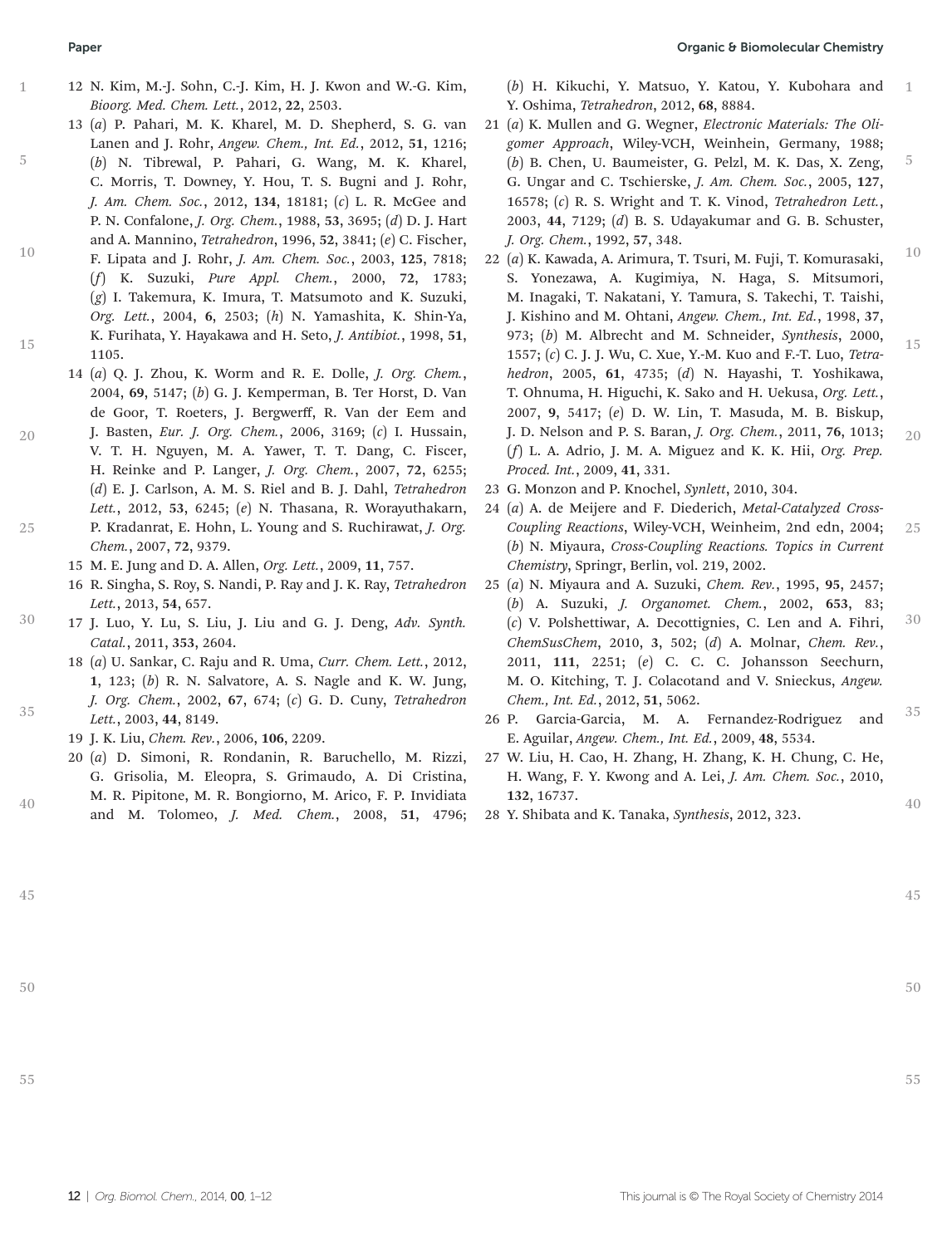12 N. Kim, M.-J. Sohn, C.-J. Kim, H. J. Kwon and W.-G. Kim, *Bioorg. Med. Chem. Lett.*, 2012, **22**, 2503.

13 (*a*) P. Pahari, M. K. Kharel, M. D. Shepherd, S. G. van Lanen and J. Rohr, *Angew. Chem., Int. Ed.*, 2012, **51**, 1216; (*b*) N. Tibrewal, P. Pahari, G. Wang, M. K. Kharel, C. Morris, T. Downey, Y. Hou, T. S. Bugni and J. Rohr, *J. Am. Chem. Soc.*, 2012, **134**, 18181; (*c*) L. R. McGee and P. N. Confalone, *J. Org. Chem.*, 1988, **53**, 3695; (*d*) D. J. Hart and A. Mannino, *Tetrahedron*, 1996, **52**, 3841; (*e*) C. Fischer, F. Lipata and J. Rohr, *J. Am. Chem. Soc.*, 2003, **125**, 7818; (*f*) K. Suzuki, *Pure Appl. Chem.*, 2000, **72**, 1783; (*g*) I. Takemura, K. Imura, T. Matsumoto and K. Suzuki, *Org. Lett.*, 2004, **6**, 2503; (*h*) N. Yamashita, K. Shin-Ya, K. Furihata, Y. Hayakawa and H. Seto, *J. Antibiot.*, 1998, **51**, 1105.

14 (*a*) Q. J. Zhou, K. Worm and R. E. Dolle, *J. Org. Chem.*, 2004, **69**, 5147; (*b*) G. J. Kemperman, B. Ter Horst, D. Van de Goor, T. Roeters, J. Bergwerff, R. Van der Eem and J. Basten, *Eur. J. Org. Chem.*, 2006, 3169; (*c*) I. Hussain, V. T. H. Nguyen, M. A. Yawer, T. T. Dang, C. Fiscer, H. Reinke and P. Langer, *J. Org. Chem.*, 2007, **72**, 6255; (*d*) E. J. Carlson, A. M. S. Riel and B. J. Dahl, *Tetrahedron Lett.*, 2012, **53**, 6245; (*e*) N. Thasana, R. Worayuthakarn, P. Kradanrat, E. Hohn, L. Young and S. Ruchirawat, *J. Org. Chem.*, 2007, **72**, 9379.

15 M. E. Jung and D. A. Allen, *Org. Lett.*, 2009, **11**, 757.

16 R. Singha, S. Roy, S. Nandi, P. Ray and J. K. Ray, *Tetrahedron Lett.*, 2013, **54**, 657.

17 J. Luo, Y. Lu, S. Liu, J. Liu and G. J. Deng, *Adv. Synth. Catal.*, 2011, **353**, 2604.

18 (*a*) U. Sankar, C. Raju and R. Uma, *Curr. Chem. Lett.*, 2012, **1**, 123; (*b*) R. N. Salvatore, A. S. Nagle and K. W. Jung, *J. Org. Chem.*, 2002, **67**, 674; (*c*) G. D. Cuny, *Tetrahedron Lett.*, 2003, **44**, 8149.

19 J. K. Liu, *Chem. Rev.*, 2006, **106**, 2209.

20 (*a*) D. Simoni, R. Rondanin, R. Baruchello, M. Rizzi, G. Grisolia, M. Eleopra, S. Grimaudo, A. Di Cristina, M. R. Pipitone, M. R. Bongiorno, M. Arico, F. P. Invidiata and M. Tolomeo, *J. Med. Chem.*, 2008, **51**, 4796; (*b*) H. Kikuchi, Y. Matsuo, Y. Katou, Y. Kubohara and Y. Oshima, *Tetrahedron*, 2012, **68**, 8884.

21 (*a*) K. Mullen and G. Wegner, *Electronic Materials: The Oligomer Approach*, Wiley-VCH, Weinhein, Germany, 1988; (*b*) B. Chen, U. Baumeister, G. Pelzl, M. K. Das, X. Zeng, G. Ungar and C. Tschierske, *J. Am. Chem. Soc.*, 2005, **127**, 16578; (*c*) R. S. Wright and T. K. Vinod, *Tetrahedron Lett.*, 2003, **44**, 7129; (*d*) B. S. Udayakumar and G. B. Schuster, *J. Org. Chem.*, 1992, **57**, 348.

22 (*a*) K. Kawada, A. Arimura, T. Tsuri, M. Fuji, T. Komurasaki, S. Yonezawa, A. Kugimiya, N. Haga, S. Mitsumori, M. Inagaki, T. Nakatani, Y. Tamura, S. Takechi, T. Taishi, J. Kishino and M. Ohtani, *Angew. Chem., Int. Ed.*, 1998, **37**, 973; (*b*) M. Albrecht and M. Schneider, *Synthesis*, 2000, 1557; (*c*) C. J. J. Wu, C. Xue, Y.-M. Kuo and F.-T. Luo, *Tetrahedron*, 2005, **61**, 4735; (*d*) N. Hayashi, T. Yoshikawa, T. Ohnuma, H. Higuchi, K. Sako and H. Uekusa, *Org. Lett.*, 2007, **9**, 5417; (*e*) D. W. Lin, T. Masuda, M. B. Biskup, J. D. Nelson and P. S. Baran, *J. Org. Chem.*, 2011, **76**, 1013; (*f*) L. A. Adrio, J. M. A. Miguez and K. K. Hii, *Org. Prep. Proced. Int.*, 2009, **41**, 331.

23 G. Monzon and P. Knochel, *Synlett*, 2010, 304.

24 (*a*) A. de Meijere and F. Diederich, *Metal-Catalyzed Cross-Coupling Reactions*, Wiley-VCH, Weinheim, 2nd edn, 2004; (*b*) N. Miyaura, *Cross-Coupling Reactions. Topics in Current Chemistry*, Springr, Berlin, vol. 219, 2002.

25 (*a*) N. Miyaura and A. Suzuki, *Chem. Rev.*, 1995, **95**, 2457; (*b*) A. Suzuki, *J. Organomet. Chem.*, 2002, **653**, 83; (*c*) V. Polshettiwar, A. Decottignies, C. Len and A. Fihri, *ChemSusChem*, 2010, **3**, 502; (*d*) A. Molnar, *Chem. Rev.*, 2011, **111**, 2251; (*e*) C. C. C. Johansson Seechurn, M. O. Kitching, T. J. Colacotand and V. Snieckus, *Angew. Chem., Int. Ed.*, 2012, **51**, 5062.

26 P. Garcia-Garcia, M. A. Fernandez-Rodriguez and E. Aguilar, *Angew. Chem., Int. Ed.*, 2009, **48**, 5534.

27 W. Liu, H. Cao, H. Zhang, H. Zhang, K. H. Chung, C. He, H. Wang, F. Y. Kwong and A. Lei, *J. Am. Chem. Soc.*, 2010, **132**, 16737.

28 Y. Shibata and K. Tanaka, *Synthesis*, 2012, 323.